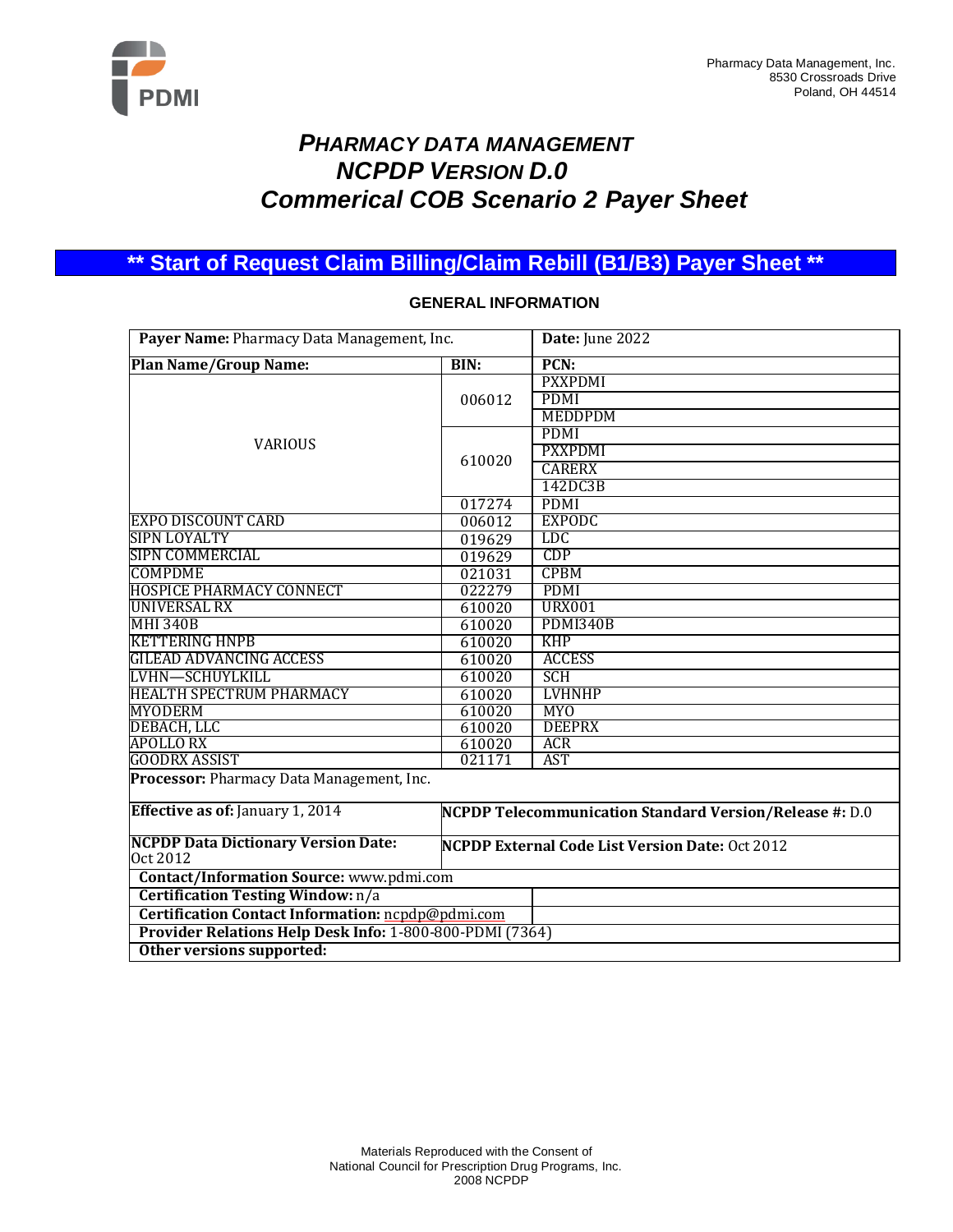Pharmacy Data Management, Inc.
8530 Crossroads Drive
Poland, OH 44514

# *PHARMACY DATA MANAGEMENT*
# *NCPDP VERSION D.0*
# *Commerical COB Scenario 2 Payer Sheet*

## ** Start of Request Claim Billing/Claim Rebill (B1/B3) Payer Sheet **

### GENERAL INFORMATION

| **Payer Name:** Pharmacy Data Management, Inc. | | **Date:** June 2022 |
|---|---|---|
| **Plan Name/Group Name:** | **BIN:** | **PCN:** |
| VARIOUS | 006012 | PXXPDMI |
| | | PDMI |
| | | MEDDPDM |
| | 610020 | PDMI |
| | | PXXPDMI |
| | | CARERX |
| | | 142DC3B |
| | 017274 | PDMI |
| EXPO DISCOUNT CARD | 006012 | EXPODC |
| SIPN LOYALTY | 019629 | LDC |
| SIPN COMMERCIAL | 019629 | CDP |
| COMPDME | 021031 | CPBM |
| HOSPICE PHARMACY CONNECT | 022279 | PDMI |
| UNIVERSAL RX | 610020 | URX001 |
| MHI 340B | 610020 | PDMI340B |
| KETTERING HNPB | 610020 | KHP |
| GILEAD ADVANCING ACCESS | 610020 | ACCESS |
| LVHN—SCHUYLKILL | 610020 | SCH |
| HEALTH SPECTRUM PHARMACY | 610020 | LVHNHP |
| MYODERM | 610020 | MYO |
| DEBACH, LLC | 610020 | DEEPRX |
| APOLLO RX | 610020 | ACR |
| GOODRX ASSIST | 021171 | AST |
| **Processor:** Pharmacy Data Management, Inc. | | |
| **Effective as of:** January 1, 2014 | **NCPDP Telecommunication Standard Version/Release #:** D.0 | |
| **NCPDP Data Dictionary Version Date:** Oct 2012 | **NCPDP External Code List Version Date:** Oct 2012 | |
| **Contact/Information Source:** www.pdmi.com | | |
| **Certification Testing Window:** n/a | | |
| **Certification Contact Information:** ncpdp@pdmi.com | | |
| **Provider Relations Help Desk Info:** 1-800-800-PDMI (7364) | | |
| **Other versions supported:** | | |

Materials Reproduced with the Consent of
National Council for Prescription Drug Programs, Inc.
2008 NCPDP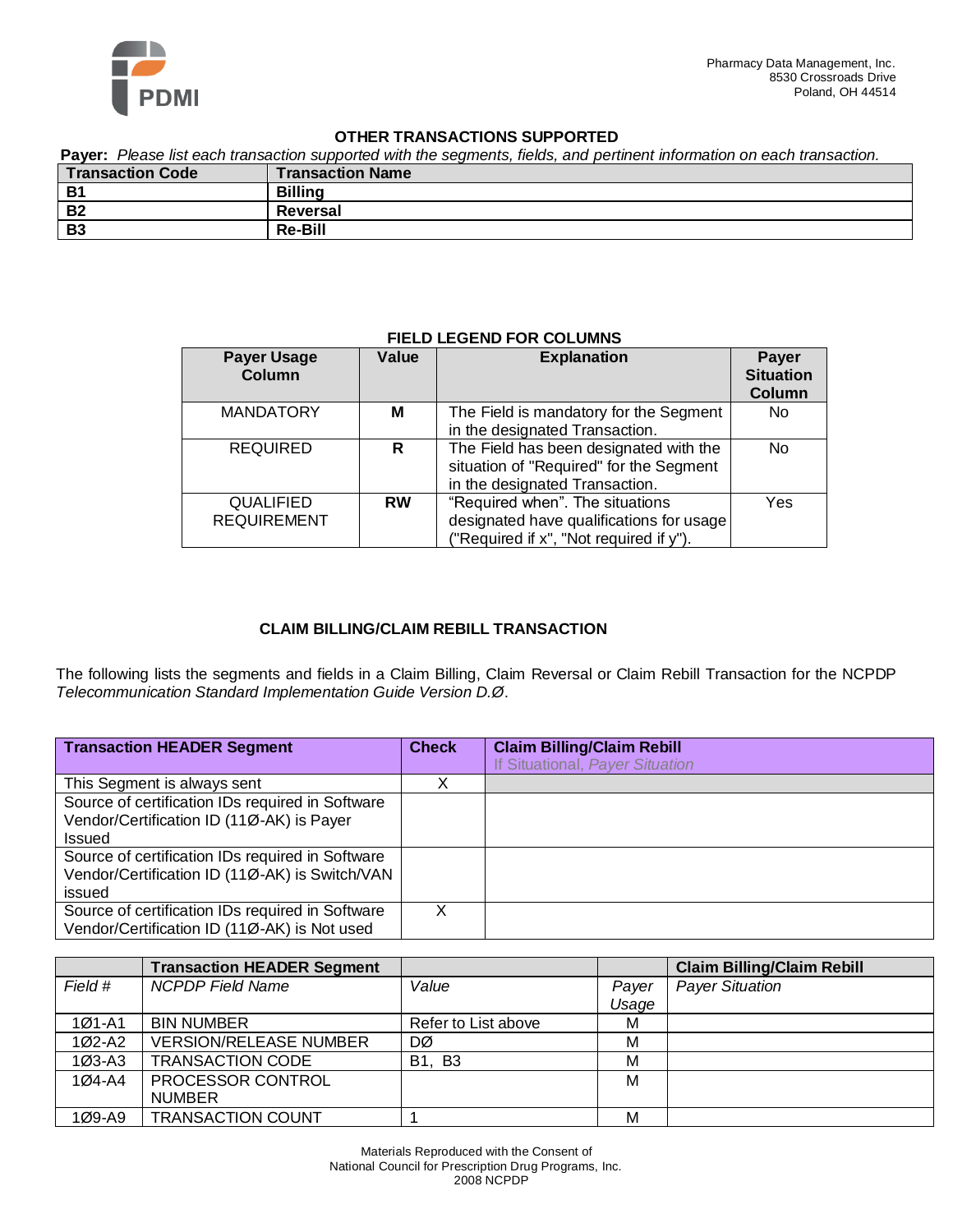### OTHER TRANSACTIONS SUPPORTED

**Payer:** *Please list each transaction supported with the segments, fields, and pertinent information on each transaction.*

| Transaction Code | Transaction Name |
|---|---|
| **B1** | **Billing** |
| **B2** | **Reversal** |
| **B3** | **Re-Bill** |

### FIELD LEGEND FOR COLUMNS

| Payer Usage Column | Value | Explanation | Payer Situation Column |
|---|---|---|---|
| MANDATORY | **M** | The Field is mandatory for the Segment in the designated Transaction. | No |
| REQUIRED | **R** | The Field has been designated with the situation of "Required" for the Segment in the designated Transaction. | No |
| QUALIFIED REQUIREMENT | **RW** | "Required when". The situations designated have qualifications for usage ("Required if x", "Not required if y"). | Yes |

### CLAIM BILLING/CLAIM REBILL TRANSACTION

The following lists the segments and fields in a Claim Billing, Claim Reversal or Claim Rebill Transaction for the NCPDP *Telecommunication Standard Implementation Guide Version D.Ø*.

| Transaction HEADER Segment | Check | Claim Billing/Claim Rebill<br>If Situational, *Payer Situation* |
|---|---|---|
| This Segment is always sent | X | |
| Source of certification IDs required in Software Vendor/Certification ID (11Ø-AK) is Payer Issued | | |
| Source of certification IDs required in Software Vendor/Certification ID (11Ø-AK) is Switch/VAN issued | | |
| Source of certification IDs required in Software Vendor/Certification ID (11Ø-AK) is Not used | X | |

| | Transaction HEADER Segment | | | Claim Billing/Claim Rebill |
|---|---|---|---|---|
| *Field #* | *NCPDP Field Name* | *Value* | *Payer Usage* | *Payer Situation* |
| 1Ø1-A1 | BIN NUMBER | Refer to List above | M | |
| 1Ø2-A2 | VERSION/RELEASE NUMBER | DØ | M | |
| 1Ø3-A3 | TRANSACTION CODE | B1, B3 | M | |
| 1Ø4-A4 | PROCESSOR CONTROL NUMBER | | M | |
| 1Ø9-A9 | TRANSACTION COUNT | 1 | M | |

Materials Reproduced with the Consent of
National Council for Prescription Drug Programs, Inc.
2008 NCPDP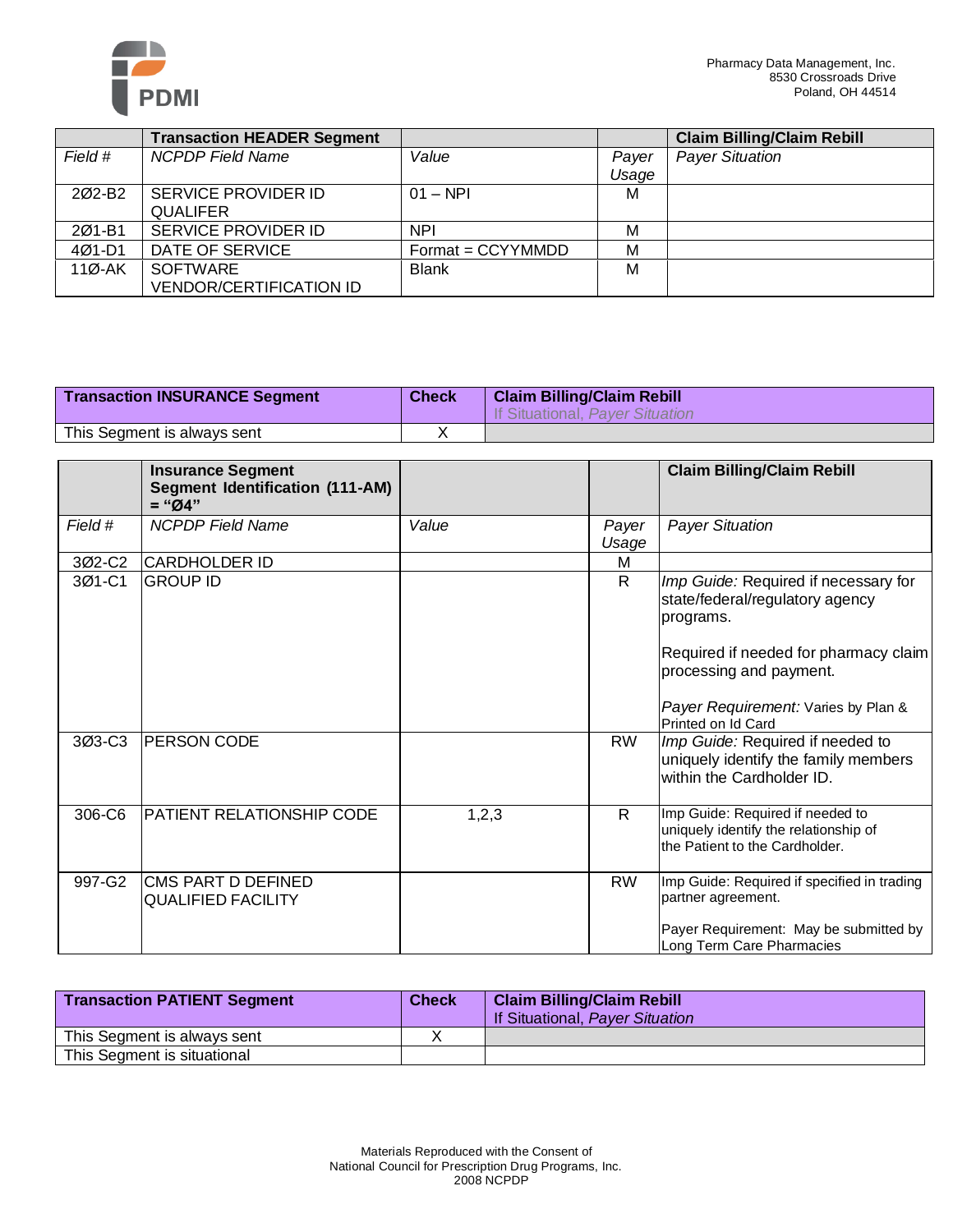| | Transaction HEADER Segment | | | Claim Billing/Claim Rebill |
|---|---|---|---|---|
| *Field #* | *NCPDP Field Name* | *Value* | *Payer Usage* | *Payer Situation* |
| 2Ø2-B2 | SERVICE PROVIDER ID QUALIFER | 01 – NPI | M | |
| 2Ø1-B1 | SERVICE PROVIDER ID | NPI | M | |
| 4Ø1-D1 | DATE OF SERVICE | Format = CCYYMMDD | M | |
| 11Ø-AK | SOFTWARE VENDOR/CERTIFICATION ID | Blank | M | |

| **Transaction INSURANCE Segment** | **Check** | **Claim Billing/Claim Rebill** If Situational, *Payer Situation* |
|---|---|---|
| This Segment is always sent | X | |

| | **Insurance Segment Segment Identification (111-AM) = "Ø4"** | | | **Claim Billing/Claim Rebill** |
|---|---|---|---|---|
| *Field #* | *NCPDP Field Name* | *Value* | *Payer Usage* | *Payer Situation* |
| 3Ø2-C2 | CARDHOLDER ID | | M | |
| 3Ø1-C1 | GROUP ID | | R | *Imp Guide:* Required if necessary for state/federal/regulatory agency programs.<br><br>Required if needed for pharmacy claim processing and payment.<br><br>*Payer Requirement:* Varies by Plan & Printed on Id Card |
| 3Ø3-C3 | PERSON CODE | | RW | *Imp Guide:* Required if needed to uniquely identify the family members within the Cardholder ID. |
| 306-C6 | PATIENT RELATIONSHIP CODE | 1,2,3 | R | Imp Guide: Required if needed to uniquely identify the relationship of the Patient to the Cardholder. |
| 997-G2 | CMS PART D DEFINED QUALIFIED FACILITY | | RW | Imp Guide: Required if specified in trading partner agreement.<br><br>Payer Requirement: May be submitted by Long Term Care Pharmacies |

| **Transaction PATIENT Segment** | **Check** | **Claim Billing/Claim Rebill** If Situational, *Payer Situation* |
|---|---|---|
| This Segment is always sent | X | |
| This Segment is situational | | |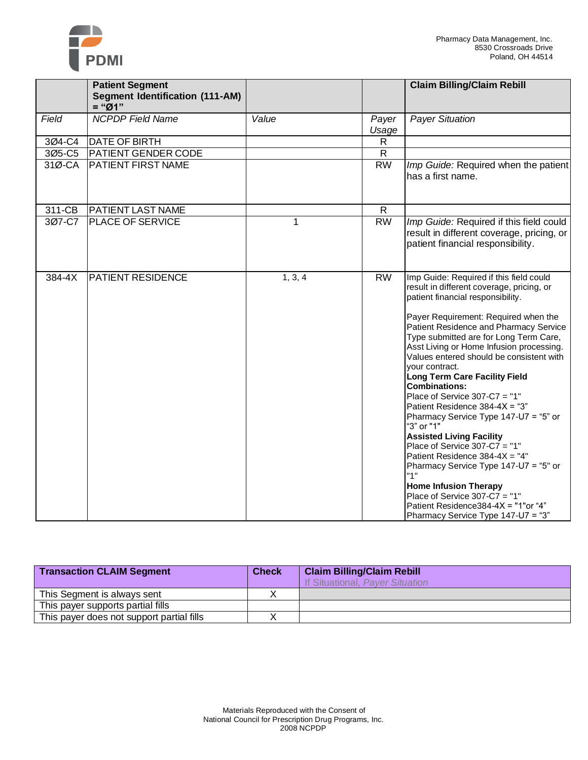| | **Patient Segment Segment Identification (111-AM) = "Ø1"** | | | **Claim Billing/Claim Rebill** |
|---|---|---|---|---|
| *Field* | *NCPDP Field Name* | *Value* | *Payer Usage* | *Payer Situation* |
| 3Ø4-C4 | DATE OF BIRTH | | R | |
| 3Ø5-C5 | PATIENT GENDER CODE | | R | |
| 31Ø-CA | PATIENT FIRST NAME | | RW | *Imp Guide:* Required when the patient has a first name. |
| 311-CB | PATIENT LAST NAME | | R | |
| 3Ø7-C7 | PLACE OF SERVICE | 1 | RW | *Imp Guide:* Required if this field could result in different coverage, pricing, or patient financial responsibility. |
| 384-4X | PATIENT RESIDENCE | 1, 3, 4 | RW | Imp Guide: Required if this field could result in different coverage, pricing, or patient financial responsibility.<br><br>Payer Requirement: Required when the Patient Residence and Pharmacy Service Type submitted are for Long Term Care, Asst Living or Home Infusion processing. Values entered should be consistent with your contract.<br>**Long Term Care Facility Field Combinations:**<br>Place of Service 307-C7 = "1"<br>Patient Residence 384-4X = "3"<br>Pharmacy Service Type 147-U7 = "5" or "3" or "1"<br>**Assisted Living Facility**<br>Place of Service 307-C7 = "1"<br>Patient Residence 384-4X = "4"<br>Pharmacy Service Type 147-U7 = "5" or "1"<br>**Home Infusion Therapy**<br>Place of Service 307-C7 = "1"<br>Patient Residence384-4X = "1"or "4"<br>Pharmacy Service Type 147-U7 = "3" |

| **Transaction CLAIM Segment** | **Check** | **Claim Billing/Claim Rebill**<br>If Situational, *Payer Situation* |
|---|---|---|
| This Segment is always sent | X | |
| This payer supports partial fills | | |
| This payer does not support partial fills | X | |

Materials Reproduced with the Consent of
National Council for Prescription Drug Programs, Inc.
2008 NCPDP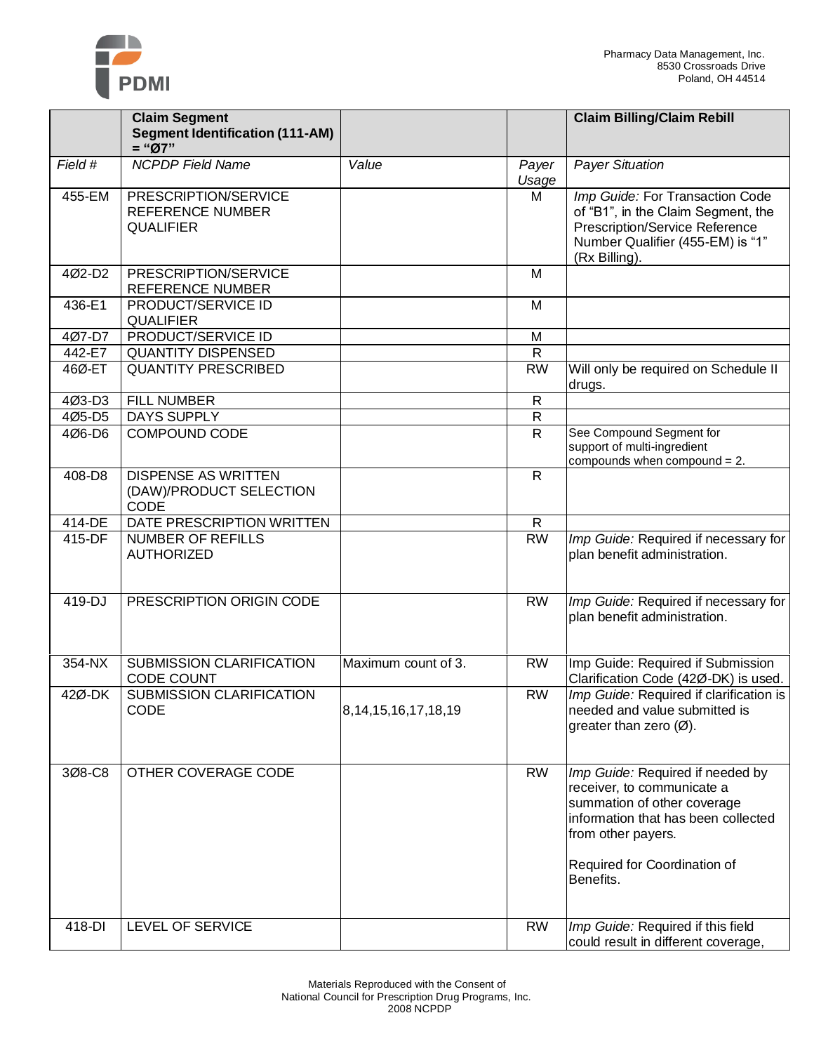| | Claim Segment<br>Segment Identification (111-AM) = "Ø7" | | | Claim Billing/Claim Rebill |
|---|---|---|---|---|
| *Field #* | *NCPDP Field Name* | *Value* | *Payer Usage* | *Payer Situation* |
| 455-EM | PRESCRIPTION/SERVICE REFERENCE NUMBER QUALIFIER | | M | *Imp Guide:* For Transaction Code of "B1", in the Claim Segment, the Prescription/Service Reference Number Qualifier (455-EM) is "1" (Rx Billing). |
| 4Ø2-D2 | PRESCRIPTION/SERVICE REFERENCE NUMBER | | M | |
| 436-E1 | PRODUCT/SERVICE ID QUALIFIER | | M | |
| 4Ø7-D7 | PRODUCT/SERVICE ID | | M | |
| 442-E7 | QUANTITY DISPENSED | | R | |
| 46Ø-ET | QUANTITY PRESCRIBED | | RW | Will only be required on Schedule II drugs. |
| 4Ø3-D3 | FILL NUMBER | | R | |
| 4Ø5-D5 | DAYS SUPPLY | | R | |
| 4Ø6-D6 | COMPOUND CODE | | R | See Compound Segment for support of multi-ingredient compounds when compound = 2. |
| 408-D8 | DISPENSE AS WRITTEN (DAW)/PRODUCT SELECTION CODE | | R | |
| 414-DE | DATE PRESCRIPTION WRITTEN | | R | |
| 415-DF | NUMBER OF REFILLS AUTHORIZED | | RW | *Imp Guide:* Required if necessary for plan benefit administration. |
| 419-DJ | PRESCRIPTION ORIGIN CODE | | RW | *Imp Guide:* Required if necessary for plan benefit administration. |
| 354-NX | SUBMISSION CLARIFICATION CODE COUNT | Maximum count of 3. | RW | Imp Guide: Required if Submission Clarification Code (42Ø-DK) is used. |
| 42Ø-DK | SUBMISSION CLARIFICATION CODE | 8,14,15,16,17,18,19 | RW | *Imp Guide:* Required if clarification is needed and value submitted is greater than zero (Ø). |
| 3Ø8-C8 | OTHER COVERAGE CODE | | RW | *Imp Guide:* Required if needed by receiver, to communicate a summation of other coverage information that has been collected from other payers.<br><br>Required for Coordination of Benefits. |
| 418-DI | LEVEL OF SERVICE | | RW | *Imp Guide:* Required if this field could result in different coverage, |

Materials Reproduced with the Consent of
National Council for Prescription Drug Programs, Inc.
2008 NCPDP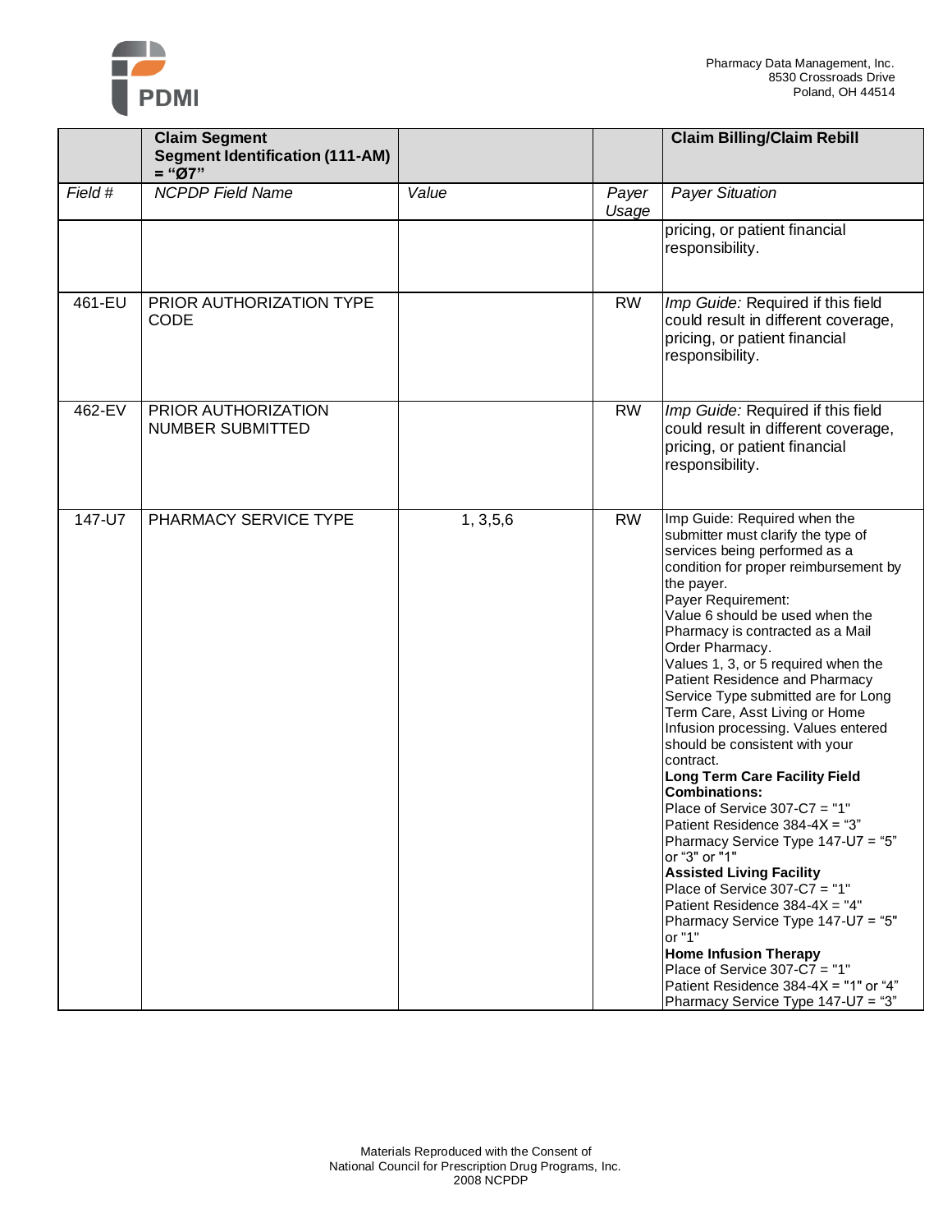| | **Claim Segment Segment Identification (111-AM) = "Ø7"** | | | **Claim Billing/Claim Rebill** |
|---|---|---|---|---|
| *Field #* | *NCPDP Field Name* | *Value* | *Payer Usage* | *Payer Situation* |
| | | | | pricing, or patient financial responsibility. |
| 461-EU | PRIOR AUTHORIZATION TYPE CODE | | RW | *Imp Guide:* Required if this field could result in different coverage, pricing, or patient financial responsibility. |
| 462-EV | PRIOR AUTHORIZATION NUMBER SUBMITTED | | RW | *Imp Guide:* Required if this field could result in different coverage, pricing, or patient financial responsibility. |
| 147-U7 | PHARMACY SERVICE TYPE | 1, 3,5,6 | RW | Imp Guide: Required when the submitter must clarify the type of services being performed as a condition for proper reimbursement by the payer.<br>Payer Requirement:<br>Value 6 should be used when the Pharmacy is contracted as a Mail Order Pharmacy.<br>Values 1, 3, or 5 required when the Patient Residence and Pharmacy Service Type submitted are for Long Term Care, Asst Living or Home Infusion processing. Values entered should be consistent with your contract.<br>**Long Term Care Facility Field Combinations:**<br>Place of Service 307-C7 = "1"<br>Patient Residence 384-4X = "3"<br>Pharmacy Service Type 147-U7 = "5" or "3" or "1"<br>**Assisted Living Facility**<br>Place of Service 307-C7 = "1"<br>Patient Residence 384-4X = "4"<br>Pharmacy Service Type 147-U7 = "5" or "1"<br>**Home Infusion Therapy**<br>Place of Service 307-C7 = "1"<br>Patient Residence 384-4X = "1" or "4"<br>Pharmacy Service Type 147-U7 = "3" |

Materials Reproduced with the Consent of
National Council for Prescription Drug Programs, Inc.
2008 NCPDP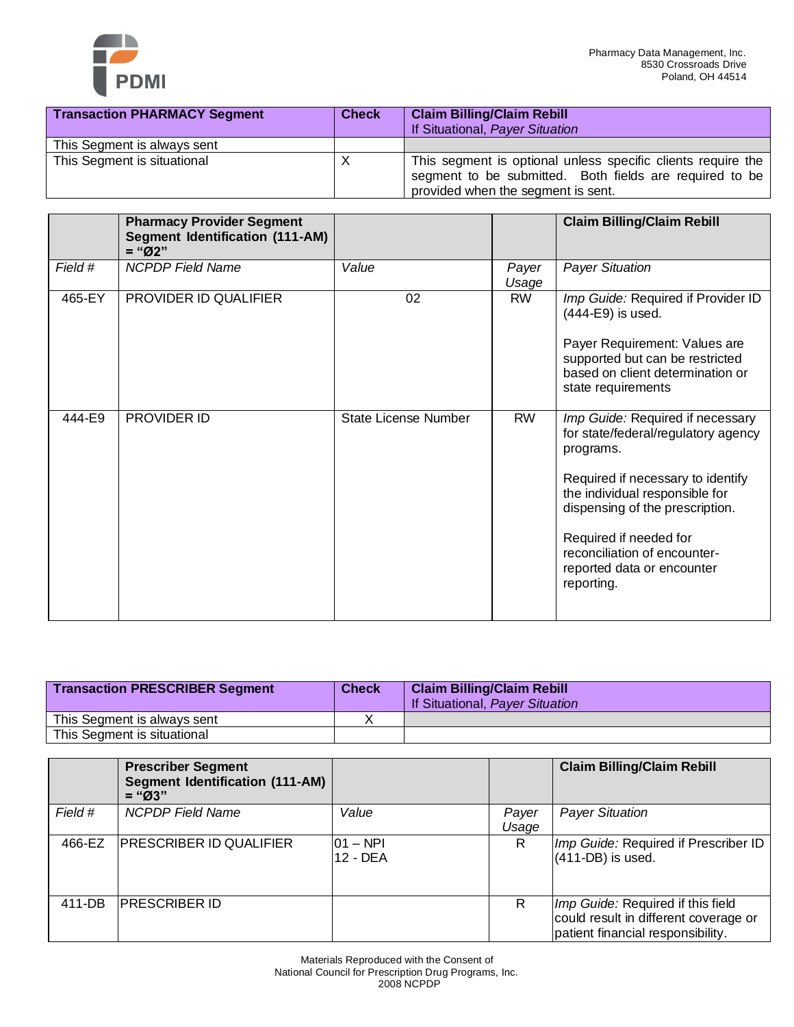| Transaction PHARMACY Segment | Check | Claim Billing/Claim Rebill<br>If Situational, *Payer Situation* |
|---|---|---|
| This Segment is always sent | | |
| This Segment is situational | X | This segment is optional unless specific clients require the segment to be submitted. Both fields are required to be provided when the segment is sent. |

| | Pharmacy Provider Segment<br>Segment Identification (111-AM) = "Ø2" | | | Claim Billing/Claim Rebill |
|---|---|---|---|---|
| *Field #* | *NCPDP Field Name* | *Value* | *Payer Usage* | *Payer Situation* |
| 465-EY | PROVIDER ID QUALIFIER | 02 | RW | *Imp Guide:* Required if Provider ID (444-E9) is used.<br><br>Payer Requirement: Values are supported but can be restricted based on client determination or state requirements |
| 444-E9 | PROVIDER ID | State License Number | RW | *Imp Guide:* Required if necessary for state/federal/regulatory agency programs.<br><br>Required if necessary to identify the individual responsible for dispensing of the prescription.<br><br>Required if needed for reconciliation of encounter-reported data or encounter reporting. |

| Transaction PRESCRIBER Segment | Check | Claim Billing/Claim Rebill<br>If Situational, *Payer Situation* |
|---|---|---|
| This Segment is always sent | X | |
| This Segment is situational | | |

| | Prescriber Segment<br>Segment Identification (111-AM) = "Ø3" | | | Claim Billing/Claim Rebill |
|---|---|---|---|---|
| *Field #* | *NCPDP Field Name* | *Value* | *Payer Usage* | *Payer Situation* |
| 466-EZ | PRESCRIBER ID QUALIFIER | 01 – NPI<br>12 - DEA | R | *Imp Guide:* Required if Prescriber ID (411-DB) is used. |
| 411-DB | PRESCRIBER ID | | R | *Imp Guide:* Required if this field could result in different coverage or patient financial responsibility. |

Materials Reproduced with the Consent of
National Council for Prescription Drug Programs, Inc.
2008 NCPDP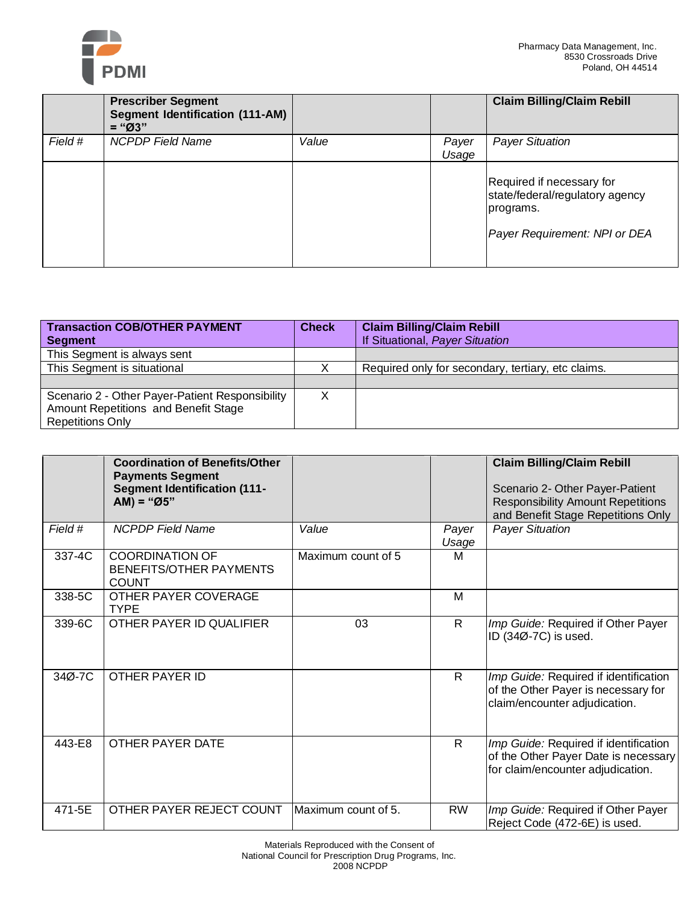| | **Prescriber Segment Segment Identification (111-AM) = "Ø3"** | | | **Claim Billing/Claim Rebill** |
|---|---|---|---|---|
| *Field #* | *NCPDP Field Name* | *Value* | *Payer Usage* | *Payer Situation* |
| | | | | Required if necessary for state/federal/regulatory agency programs.<br><br>*Payer Requirement: NPI or DEA* |

| **Transaction COB/OTHER PAYMENT Segment** | **Check** | **Claim Billing/Claim Rebill**<br>If Situational, *Payer Situation* |
|---|---|---|
| This Segment is always sent | | |
| This Segment is situational | X | Required only for secondary, tertiary, etc claims. |
| | | |
| Scenario 2 - Other Payer-Patient Responsibility Amount Repetitions and Benefit Stage Repetitions Only | X | |

| | **Coordination of Benefits/Other Payments Segment Segment Identification (111-AM) = "Ø5"** | | | **Claim Billing/Claim Rebill**<br><br>Scenario 2- Other Payer-Patient Responsibility Amount Repetitions and Benefit Stage Repetitions Only |
|---|---|---|---|---|
| *Field #* | *NCPDP Field Name* | *Value* | *Payer Usage* | *Payer Situation* |
| 337-4C | COORDINATION OF BENEFITS/OTHER PAYMENTS COUNT | Maximum count of 5 | M | |
| 338-5C | OTHER PAYER COVERAGE TYPE | | M | |
| 339-6C | OTHER PAYER ID QUALIFIER | 03 | R | *Imp Guide:* Required if Other Payer ID (34Ø-7C) is used. |
| 34Ø-7C | OTHER PAYER ID | | R | *Imp Guide:* Required if identification of the Other Payer is necessary for claim/encounter adjudication. |
| 443-E8 | OTHER PAYER DATE | | R | *Imp Guide:* Required if identification of the Other Payer Date is necessary for claim/encounter adjudication. |
| 471-5E | OTHER PAYER REJECT COUNT | Maximum count of 5. | RW | *Imp Guide:* Required if Other Payer Reject Code (472-6E) is used. |

Materials Reproduced with the Consent of
National Council for Prescription Drug Programs, Inc.
2008 NCPDP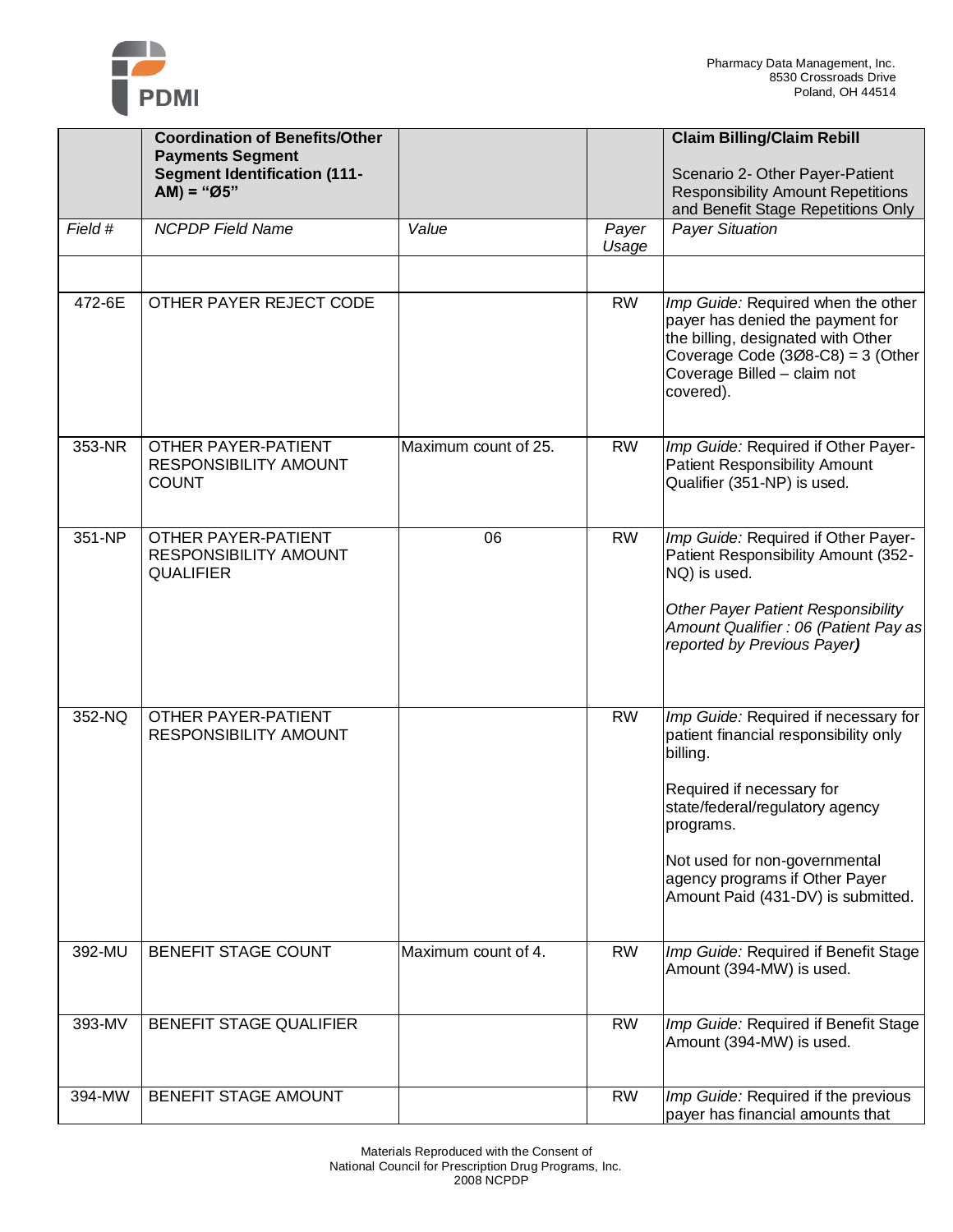| | Coordination of Benefits/Other Payments Segment Segment Identification (111-AM) = "Ø5" | | | Claim Billing/Claim Rebill<br><br>Scenario 2- Other Payer-Patient Responsibility Amount Repetitions and Benefit Stage Repetitions Only |
|---|---|---|---|---|
| *Field #* | *NCPDP Field Name* | *Value* | *Payer Usage* | *Payer Situation* |
| | | | | |
| 472-6E | OTHER PAYER REJECT CODE | | RW | *Imp Guide:* Required when the other payer has denied the payment for the billing, designated with Other Coverage Code (3Ø8-C8) = 3 (Other Coverage Billed – claim not covered). |
| 353-NR | OTHER PAYER-PATIENT RESPONSIBILITY AMOUNT COUNT | Maximum count of 25. | RW | *Imp Guide:* Required if Other Payer-Patient Responsibility Amount Qualifier (351-NP) is used. |
| 351-NP | OTHER PAYER-PATIENT RESPONSIBILITY AMOUNT QUALIFIER | 06 | RW | *Imp Guide:* Required if Other Payer-Patient Responsibility Amount (352-NQ) is used.<br><br>*Other Payer Patient Responsibility Amount Qualifier : 06 (Patient Pay as reported by Previous Payer)* |
| 352-NQ | OTHER PAYER-PATIENT RESPONSIBILITY AMOUNT | | RW | *Imp Guide:* Required if necessary for patient financial responsibility only billing.<br><br>Required if necessary for state/federal/regulatory agency programs.<br><br>Not used for non-governmental agency programs if Other Payer Amount Paid (431-DV) is submitted. |
| 392-MU | BENEFIT STAGE COUNT | Maximum count of 4. | RW | *Imp Guide:* Required if Benefit Stage Amount (394-MW) is used. |
| 393-MV | BENEFIT STAGE QUALIFIER | | RW | *Imp Guide:* Required if Benefit Stage Amount (394-MW) is used. |
| 394-MW | BENEFIT STAGE AMOUNT | | RW | *Imp Guide:* Required if the previous payer has financial amounts that |

Materials Reproduced with the Consent of
National Council for Prescription Drug Programs, Inc.
2008 NCPDP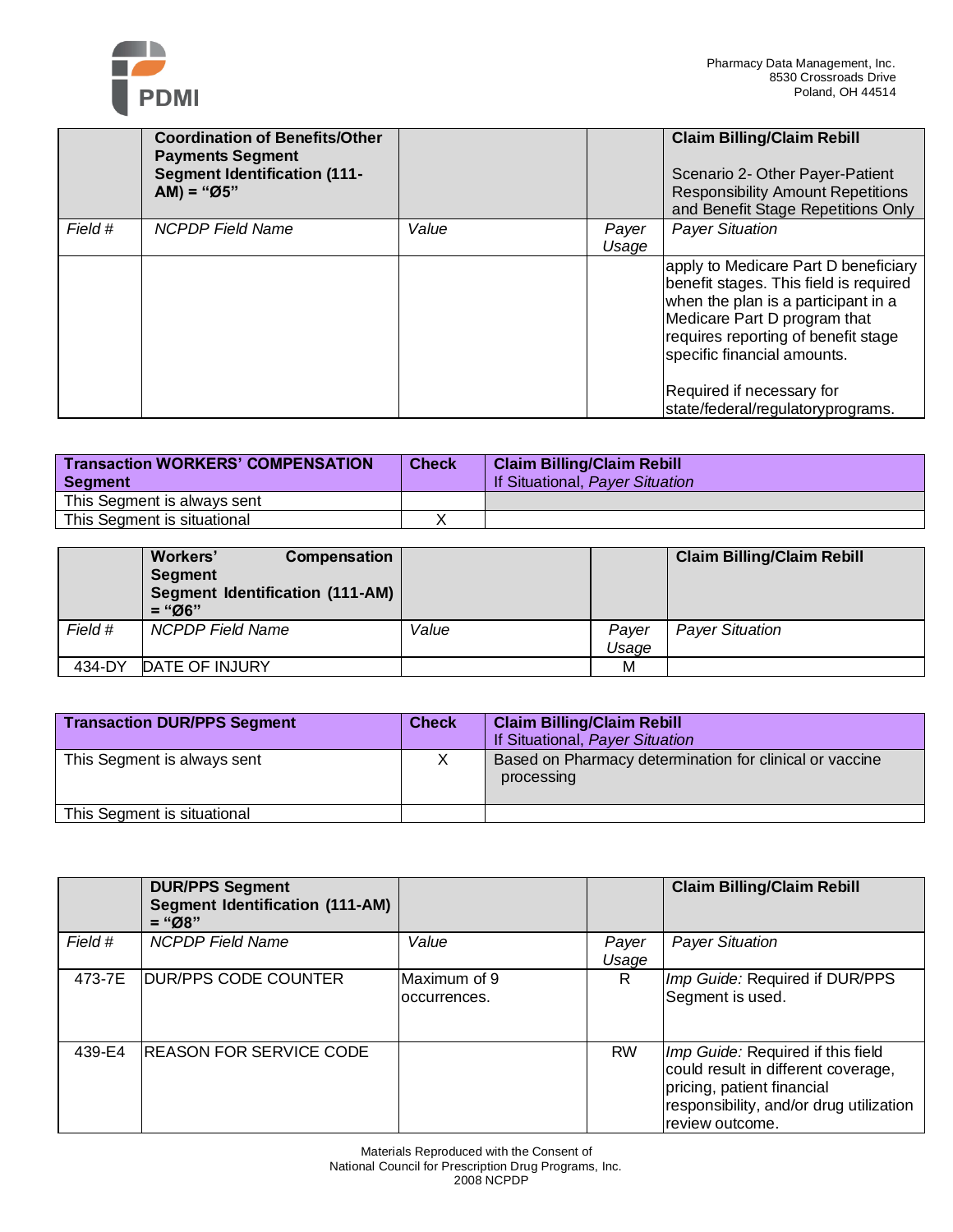| | Coordination of Benefits/Other Payments Segment Segment Identification (111-AM) = "Ø5" | | | Claim Billing/Claim Rebill<br><br>Scenario 2- Other Payer-Patient Responsibility Amount Repetitions and Benefit Stage Repetitions Only |
|---|---|---|---|---|
| *Field #* | *NCPDP Field Name* | *Value* | *Payer Usage* | *Payer Situation* |
| | | | | apply to Medicare Part D beneficiary benefit stages. This field is required when the plan is a participant in a Medicare Part D program that requires reporting of benefit stage specific financial amounts.<br><br>Required if necessary for state/federal/regulatoryprograms. |

| Transaction WORKERS' COMPENSATION Segment | Check | Claim Billing/Claim Rebill<br>If Situational, *Payer Situation* |
|---|---|---|
| This Segment is always sent | | |
| This Segment is situational | X | |

| | Workers' Compensation Segment Segment Identification (111-AM) = "Ø6" | | | Claim Billing/Claim Rebill |
|---|---|---|---|---|
| *Field #* | *NCPDP Field Name* | *Value* | *Payer Usage* | *Payer Situation* |
| 434-DY | DATE OF INJURY | | M | |

| Transaction DUR/PPS Segment | Check | Claim Billing/Claim Rebill<br>If Situational, *Payer Situation* |
|---|---|---|
| This Segment is always sent | X | Based on Pharmacy determination for clinical or vaccine processing |
| This Segment is situational | | |

| | DUR/PPS Segment Segment Identification (111-AM) = "Ø8" | | | Claim Billing/Claim Rebill |
|---|---|---|---|---|
| *Field #* | *NCPDP Field Name* | *Value* | *Payer Usage* | *Payer Situation* |
| 473-7E | DUR/PPS CODE COUNTER | Maximum of 9 occurrences. | R | *Imp Guide:* Required if DUR/PPS Segment is used. |
| 439-E4 | REASON FOR SERVICE CODE | | RW | *Imp Guide:* Required if this field could result in different coverage, pricing, patient financial responsibility, and/or drug utilization review outcome. |

Materials Reproduced with the Consent of
National Council for Prescription Drug Programs, Inc.
2008 NCPDP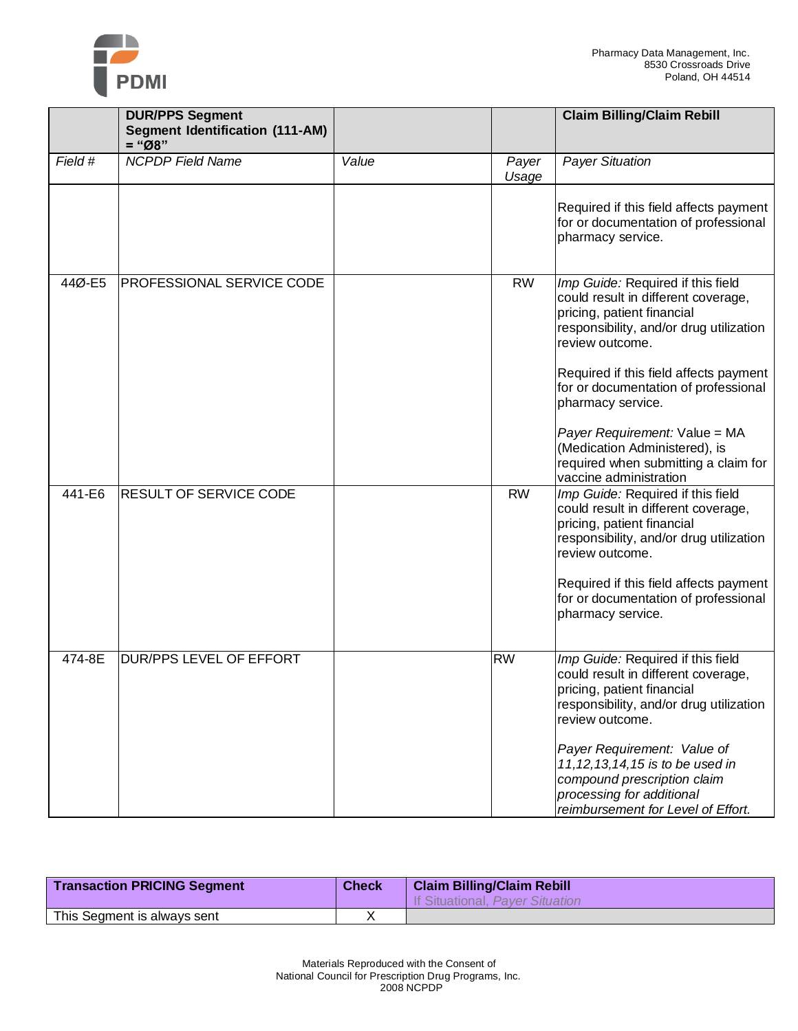| | DUR/PPS Segment Segment Identification (111-AM) = "Ø8" | | | Claim Billing/Claim Rebill |
|---|---|---|---|---|
| *Field #* | *NCPDP Field Name* | *Value* | *Payer Usage* | *Payer Situation* |
| | | | | Required if this field affects payment for or documentation of professional pharmacy service. |
| 44Ø-E5 | PROFESSIONAL SERVICE CODE | | RW | *Imp Guide:* Required if this field could result in different coverage, pricing, patient financial responsibility, and/or drug utilization review outcome.<br><br>Required if this field affects payment for or documentation of professional pharmacy service.<br><br>*Payer Requirement:* Value = MA (Medication Administered), is required when submitting a claim for vaccine administration |
| 441-E6 | RESULT OF SERVICE CODE | | RW | *Imp Guide:* Required if this field could result in different coverage, pricing, patient financial responsibility, and/or drug utilization review outcome.<br><br>Required if this field affects payment for or documentation of professional pharmacy service. |
| 474-8E | DUR/PPS LEVEL OF EFFORT | | RW | *Imp Guide:* Required if this field could result in different coverage, pricing, patient financial responsibility, and/or drug utilization review outcome.<br><br>*Payer Requirement: Value of 11,12,13,14,15 is to be used in compound prescription claim processing for additional reimbursement for Level of Effort.* |

| Transaction PRICING Segment | Check | Claim Billing/Claim Rebill<br>If Situational, *Payer Situation* |
|---|---|---|
| This Segment is always sent | X | |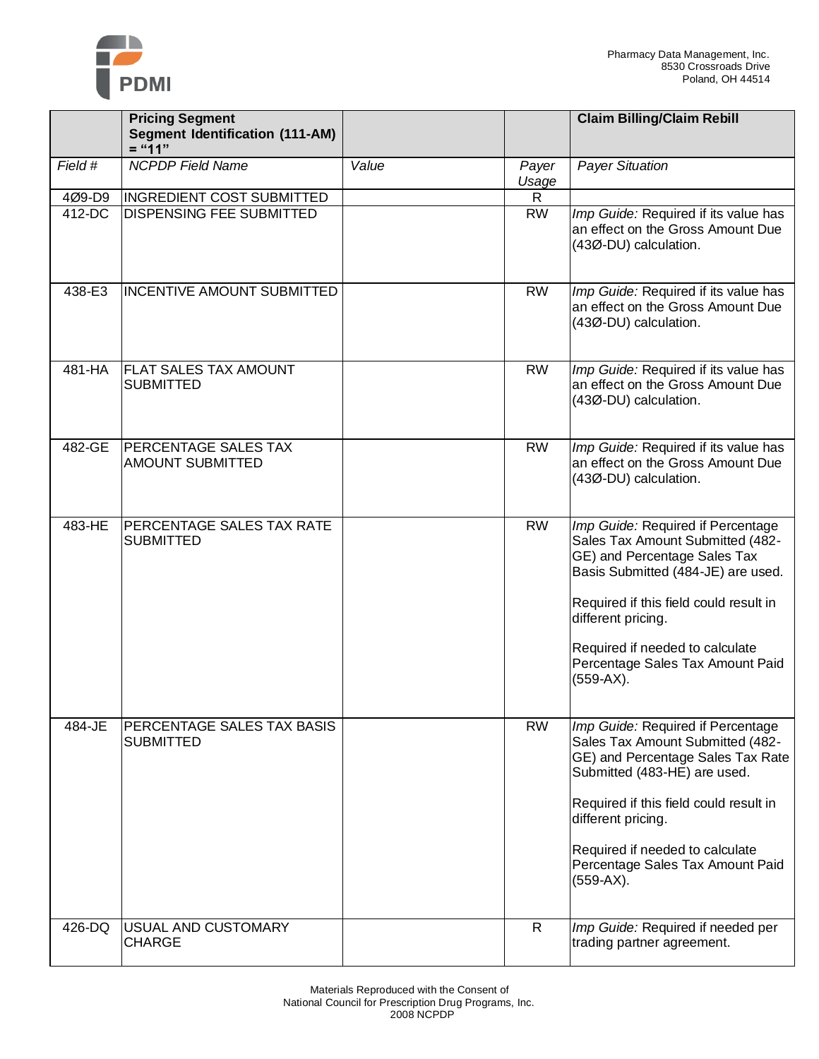| | **Pricing Segment**<br>**Segment Identification (111-AM) = "11"** | | | **Claim Billing/Claim Rebill** |
|---|---|---|---|---|
| *Field #* | *NCPDP Field Name* | *Value* | *Payer Usage* | *Payer Situation* |
| 4Ø9-D9 | INGREDIENT COST SUBMITTED | | R | |
| 412-DC | DISPENSING FEE SUBMITTED | | RW | *Imp Guide:* Required if its value has an effect on the Gross Amount Due (43Ø-DU) calculation. |
| 438-E3 | INCENTIVE AMOUNT SUBMITTED | | RW | *Imp Guide:* Required if its value has an effect on the Gross Amount Due (43Ø-DU) calculation. |
| 481-HA | FLAT SALES TAX AMOUNT SUBMITTED | | RW | *Imp Guide:* Required if its value has an effect on the Gross Amount Due (43Ø-DU) calculation. |
| 482-GE | PERCENTAGE SALES TAX AMOUNT SUBMITTED | | RW | *Imp Guide:* Required if its value has an effect on the Gross Amount Due (43Ø-DU) calculation. |
| 483-HE | PERCENTAGE SALES TAX RATE SUBMITTED | | RW | *Imp Guide:* Required if Percentage Sales Tax Amount Submitted (482-GE) and Percentage Sales Tax Basis Submitted (484-JE) are used.<br><br>Required if this field could result in different pricing.<br><br>Required if needed to calculate Percentage Sales Tax Amount Paid (559-AX). |
| 484-JE | PERCENTAGE SALES TAX BASIS SUBMITTED | | RW | *Imp Guide:* Required if Percentage Sales Tax Amount Submitted (482-GE) and Percentage Sales Tax Rate Submitted (483-HE) are used.<br><br>Required if this field could result in different pricing.<br><br>Required if needed to calculate Percentage Sales Tax Amount Paid (559-AX). |
| 426-DQ | USUAL AND CUSTOMARY CHARGE | | R | *Imp Guide:* Required if needed per trading partner agreement. |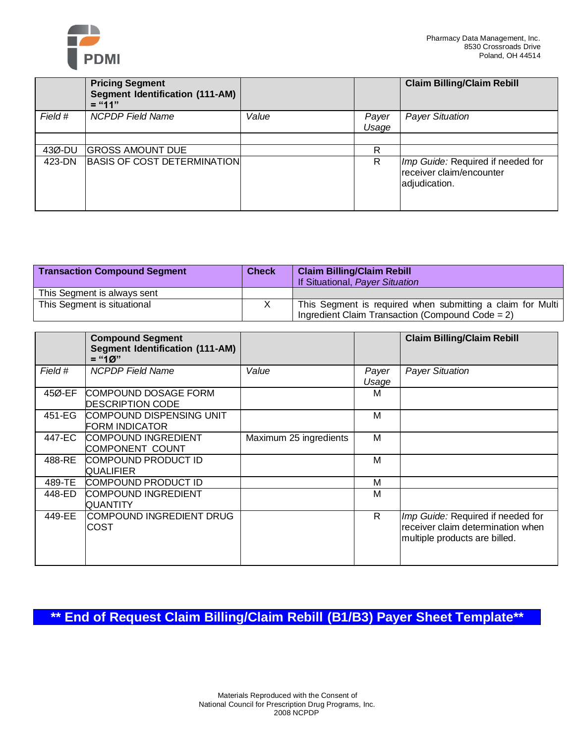| | **Pricing Segment**<br>**Segment Identification (111-AM) = "11"** | | | **Claim Billing/Claim Rebill** |
|---|---|---|---|---|
| *Field #* | *NCPDP Field Name* | *Value* | *Payer Usage* | *Payer Situation* |
| | | | | |
| 43Ø-DU | GROSS AMOUNT DUE | | R | |
| 423-DN | BASIS OF COST DETERMINATION | | R | *Imp Guide:* Required if needed for receiver claim/encounter adjudication. |

| **Transaction Compound Segment** | **Check** | **Claim Billing/Claim Rebill**<br>If Situational, *Payer Situation* |
|---|---|---|
| This Segment is always sent | | |
| This Segment is situational | X | This Segment is required when submitting a claim for Multi Ingredient Claim Transaction (Compound Code = 2) |

| | **Compound Segment**<br>**Segment Identification (111-AM) = "1Ø"** | | | **Claim Billing/Claim Rebill** |
|---|---|---|---|---|
| *Field #* | *NCPDP Field Name* | *Value* | *Payer Usage* | *Payer Situation* |
| 45Ø-EF | COMPOUND DOSAGE FORM DESCRIPTION CODE | | M | |
| 451-EG | COMPOUND DISPENSING UNIT FORM INDICATOR | | M | |
| 447-EC | COMPOUND INGREDIENT COMPONENT COUNT | Maximum 25 ingredients | M | |
| 488-RE | COMPOUND PRODUCT ID QUALIFIER | | M | |
| 489-TE | COMPOUND PRODUCT ID | | M | |
| 448-ED | COMPOUND INGREDIENT QUANTITY | | M | |
| 449-EE | COMPOUND INGREDIENT DRUG COST | | R | *Imp Guide:* Required if needed for receiver claim determination when multiple products are billed. |

**\*\* End of Request Claim Billing/Claim Rebill (B1/B3) Payer Sheet Template\*\***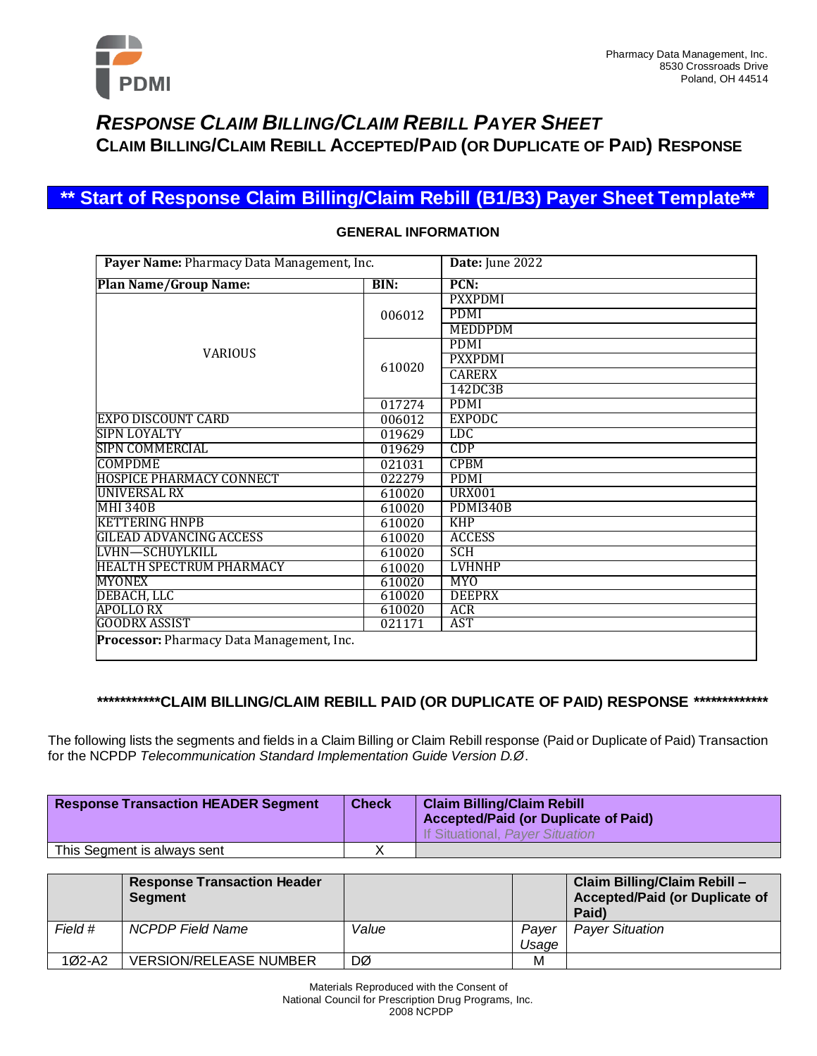Pharmacy Data Management, Inc.
8530 Crossroads Drive
Poland, OH 44514

# *RESPONSE CLAIM BILLING/CLAIM REBILL PAYER SHEET*
## CLAIM BILLING/CLAIM REBILL ACCEPTED/PAID (OR DUPLICATE OF PAID) RESPONSE

## ** Start of Response Claim Billing/Claim Rebill (B1/B3) Payer Sheet Template**

### GENERAL INFORMATION

| **Payer Name:** Pharmacy Data Management, Inc. | | **Date:** June 2022 |
|---|---|---|
| **Plan Name/Group Name:** | **BIN:** | **PCN:** |
| VARIOUS | 006012 | PXXPDMI |
| | | PDMI |
| | | MEDDPDM |
| | 610020 | PDMI |
| | | PXXPDMI |
| | | CARERX |
| | | 142DC3B |
| | 017274 | PDMI |
| EXPO DISCOUNT CARD | 006012 | EXPODC |
| SIPN LOYALTY | 019629 | LDC |
| SIPN COMMERCIAL | 019629 | CDP |
| COMPDME | 021031 | CPBM |
| HOSPICE PHARMACY CONNECT | 022279 | PDMI |
| UNIVERSAL RX | 610020 | URX001 |
| MHI 340B | 610020 | PDMI340B |
| KETTERING HNPB | 610020 | KHP |
| GILEAD ADVANCING ACCESS | 610020 | ACCESS |
| LVHN—SCHUYLKILL | 610020 | SCH |
| HEALTH SPECTRUM PHARMACY | 610020 | LVHNHP |
| MYONEX | 610020 | MYO |
| DEBACH, LLC | 610020 | DEEPRX |
| APOLLO RX | 610020 | ACR |
| GOODRX ASSIST | 021171 | AST |
| **Processor:** Pharmacy Data Management, Inc. | | |

### ***********CLAIM BILLING/CLAIM REBILL PAID (OR DUPLICATE OF PAID) RESPONSE *************

The following lists the segments and fields in a Claim Billing or Claim Rebill response (Paid or Duplicate of Paid) Transaction for the NCPDP *Telecommunication Standard Implementation Guide Version D.Ø*.

| **Response Transaction HEADER Segment** | **Check** | **Claim Billing/Claim Rebill Accepted/Paid (or Duplicate of Paid)** <br> If Situational, *Payer Situation* |
|---|---|---|
| This Segment is always sent | X | |

| | **Response Transaction Header Segment** | | | **Claim Billing/Claim Rebill – Accepted/Paid (or Duplicate of Paid)** |
|---|---|---|---|---|
| *Field #* | *NCPDP Field Name* | *Value* | *Payer Usage* | *Payer Situation* |
| 1Ø2-A2 | VERSION/RELEASE NUMBER | DØ | M | |

Materials Reproduced with the Consent of
National Council for Prescription Drug Programs, Inc.
2008 NCPDP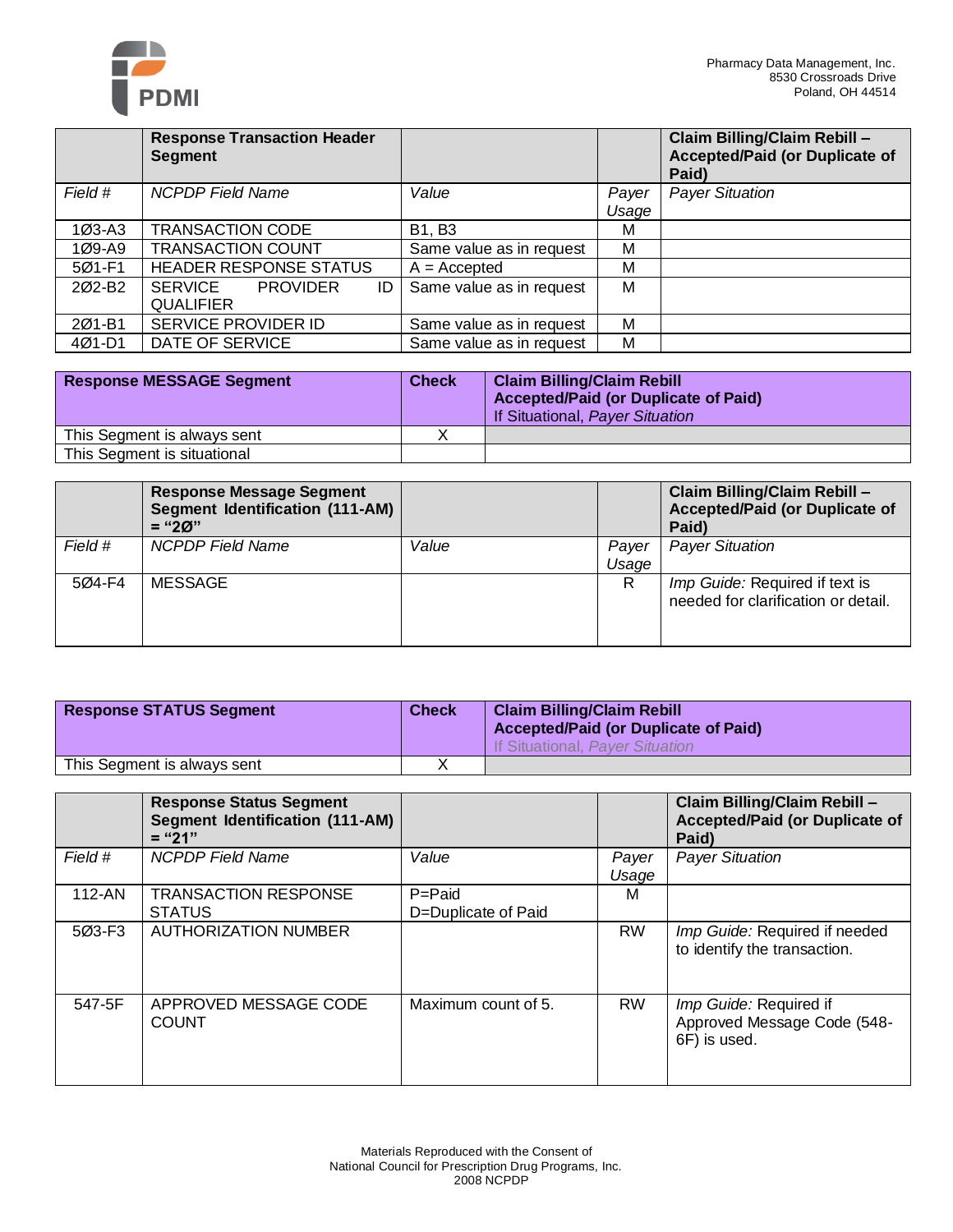| | Response Transaction Header Segment | | | Claim Billing/Claim Rebill – Accepted/Paid (or Duplicate of Paid) |
|---|---|---|---|---|
| *Field #* | *NCPDP Field Name* | *Value* | *Payer Usage* | *Payer Situation* |
| 1Ø3-A3 | TRANSACTION CODE | B1, B3 | M | |
| 1Ø9-A9 | TRANSACTION COUNT | Same value as in request | M | |
| 5Ø1-F1 | HEADER RESPONSE STATUS | A = Accepted | M | |
| 2Ø2-B2 | SERVICE PROVIDER ID QUALIFIER | Same value as in request | M | |
| 2Ø1-B1 | SERVICE PROVIDER ID | Same value as in request | M | |
| 4Ø1-D1 | DATE OF SERVICE | Same value as in request | M | |

| Response MESSAGE Segment | Check | Claim Billing/Claim Rebill Accepted/Paid (or Duplicate of Paid) If Situational, *Payer Situation* |
|---|---|---|
| This Segment is always sent | X | |
| This Segment is situational | | |

| | Response Message Segment Segment Identification (111-AM) = "2Ø" | | | Claim Billing/Claim Rebill – Accepted/Paid (or Duplicate of Paid) |
|---|---|---|---|---|
| *Field #* | *NCPDP Field Name* | *Value* | *Payer Usage* | *Payer Situation* |
| 5Ø4-F4 | MESSAGE | | R | *Imp Guide:* Required if text is needed for clarification or detail. |

| Response STATUS Segment | Check | Claim Billing/Claim Rebill Accepted/Paid (or Duplicate of Paid) If Situational, *Payer Situation* |
|---|---|---|
| This Segment is always sent | X | |

| | Response Status Segment Segment Identification (111-AM) = "21" | | | Claim Billing/Claim Rebill – Accepted/Paid (or Duplicate of Paid) |
|---|---|---|---|---|
| *Field #* | *NCPDP Field Name* | *Value* | *Payer Usage* | *Payer Situation* |
| 112-AN | TRANSACTION RESPONSE STATUS | P=Paid<br>D=Duplicate of Paid | M | |
| 5Ø3-F3 | AUTHORIZATION NUMBER | | RW | *Imp Guide:* Required if needed to identify the transaction. |
| 547-5F | APPROVED MESSAGE CODE COUNT | Maximum count of 5. | RW | *Imp Guide:* Required if Approved Message Code (548-6F) is used. |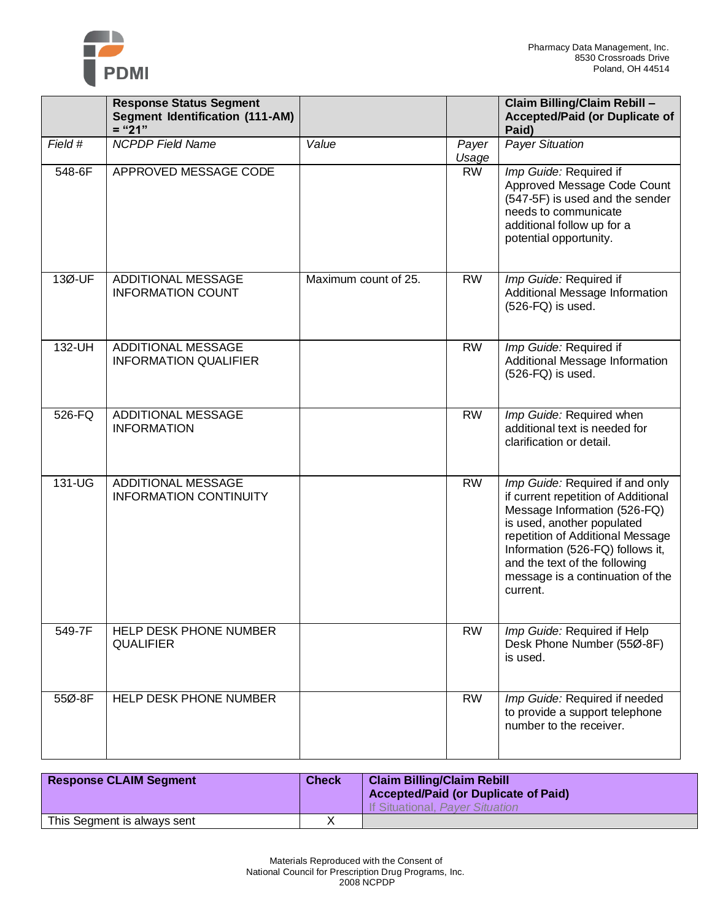| | Response Status Segment Segment Identification (111-AM) = "21" | | | Claim Billing/Claim Rebill – Accepted/Paid (or Duplicate of Paid) |
|---|---|---|---|---|
| *Field #* | *NCPDP Field Name* | *Value* | *Payer Usage* | *Payer Situation* |
| 548-6F | APPROVED MESSAGE CODE | | RW | *Imp Guide:* Required if Approved Message Code Count (547-5F) is used and the sender needs to communicate additional follow up for a potential opportunity. |
| 13Ø-UF | ADDITIONAL MESSAGE INFORMATION COUNT | Maximum count of 25. | RW | *Imp Guide:* Required if Additional Message Information (526-FQ) is used. |
| 132-UH | ADDITIONAL MESSAGE INFORMATION QUALIFIER | | RW | *Imp Guide:* Required if Additional Message Information (526-FQ) is used. |
| 526-FQ | ADDITIONAL MESSAGE INFORMATION | | RW | *Imp Guide:* Required when additional text is needed for clarification or detail. |
| 131-UG | ADDITIONAL MESSAGE INFORMATION CONTINUITY | | RW | *Imp Guide:* Required if and only if current repetition of Additional Message Information (526-FQ) is used, another populated repetition of Additional Message Information (526-FQ) follows it, and the text of the following message is a continuation of the current. |
| 549-7F | HELP DESK PHONE NUMBER QUALIFIER | | RW | *Imp Guide:* Required if Help Desk Phone Number (55Ø-8F) is used. |
| 55Ø-8F | HELP DESK PHONE NUMBER | | RW | *Imp Guide:* Required if needed to provide a support telephone number to the receiver. |

| Response CLAIM Segment | Check | Claim Billing/Claim Rebill Accepted/Paid (or Duplicate of Paid) If Situational, *Payer Situation* |
|---|---|---|
| This Segment is always sent | X | |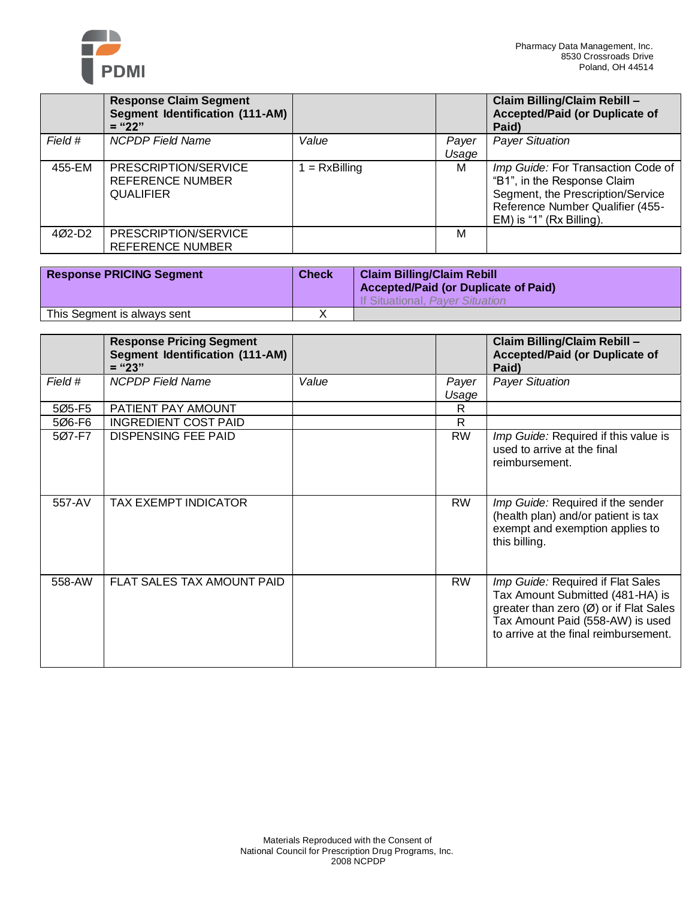| | **Response Claim Segment Segment Identification (111-AM) = "22"** | | | **Claim Billing/Claim Rebill – Accepted/Paid (or Duplicate of Paid)** |
|---|---|---|---|---|
| *Field #* | *NCPDP Field Name* | *Value* | *Payer Usage* | *Payer Situation* |
| 455-EM | PRESCRIPTION/SERVICE REFERENCE NUMBER QUALIFIER | 1 = RxBilling | M | *Imp Guide:* For Transaction Code of "B1", in the Response Claim Segment, the Prescription/Service Reference Number Qualifier (455-EM) is "1" (Rx Billing). |
| 4Ø2-D2 | PRESCRIPTION/SERVICE REFERENCE NUMBER | | M | |

| **Response PRICING Segment** | **Check** | **Claim Billing/Claim Rebill Accepted/Paid (or Duplicate of Paid)** If Situational, *Payer Situation* |
|---|---|---|
| This Segment is always sent | X | |

| | **Response Pricing Segment Segment Identification (111-AM) = "23"** | | | **Claim Billing/Claim Rebill – Accepted/Paid (or Duplicate of Paid)** |
|---|---|---|---|---|
| *Field #* | *NCPDP Field Name* | *Value* | *Payer Usage* | *Payer Situation* |
| 5Ø5-F5 | PATIENT PAY AMOUNT | | R | |
| 5Ø6-F6 | INGREDIENT COST PAID | | R | |
| 5Ø7-F7 | DISPENSING FEE PAID | | RW | *Imp Guide:* Required if this value is used to arrive at the final reimbursement. |
| 557-AV | TAX EXEMPT INDICATOR | | RW | *Imp Guide:* Required if the sender (health plan) and/or patient is tax exempt and exemption applies to this billing. |
| 558-AW | FLAT SALES TAX AMOUNT PAID | | RW | *Imp Guide:* Required if Flat Sales Tax Amount Submitted (481-HA) is greater than zero (Ø) or if Flat Sales Tax Amount Paid (558-AW) is used to arrive at the final reimbursement. |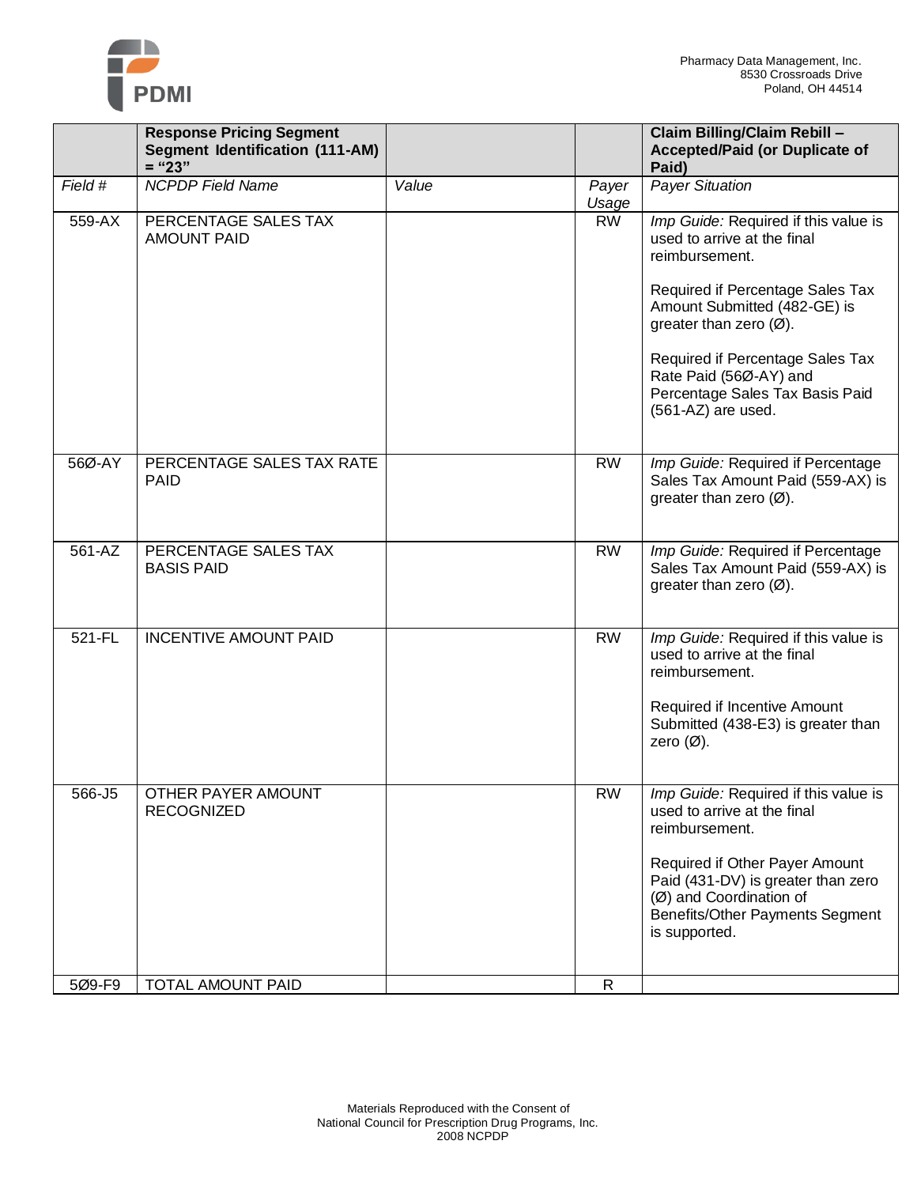| | **Response Pricing Segment Segment Identification (111-AM) = "23"** | | | **Claim Billing/Claim Rebill – Accepted/Paid (or Duplicate of Paid)** |
|---|---|---|---|---|
| *Field #* | *NCPDP Field Name* | *Value* | *Payer Usage* | *Payer Situation* |
| 559-AX | PERCENTAGE SALES TAX AMOUNT PAID | | RW | *Imp Guide:* Required if this value is used to arrive at the final reimbursement.<br><br>Required if Percentage Sales Tax Amount Submitted (482-GE) is greater than zero (Ø).<br><br>Required if Percentage Sales Tax Rate Paid (56Ø-AY) and Percentage Sales Tax Basis Paid (561-AZ) are used. |
| 56Ø-AY | PERCENTAGE SALES TAX RATE PAID | | RW | *Imp Guide:* Required if Percentage Sales Tax Amount Paid (559-AX) is greater than zero (Ø). |
| 561-AZ | PERCENTAGE SALES TAX BASIS PAID | | RW | *Imp Guide:* Required if Percentage Sales Tax Amount Paid (559-AX) is greater than zero (Ø). |
| 521-FL | INCENTIVE AMOUNT PAID | | RW | *Imp Guide:* Required if this value is used to arrive at the final reimbursement.<br><br>Required if Incentive Amount Submitted (438-E3) is greater than zero (Ø). |
| 566-J5 | OTHER PAYER AMOUNT RECOGNIZED | | RW | *Imp Guide:* Required if this value is used to arrive at the final reimbursement.<br><br>Required if Other Payer Amount Paid (431-DV) is greater than zero (Ø) and Coordination of Benefits/Other Payments Segment is supported. |
| 5Ø9-F9 | TOTAL AMOUNT PAID | | R | |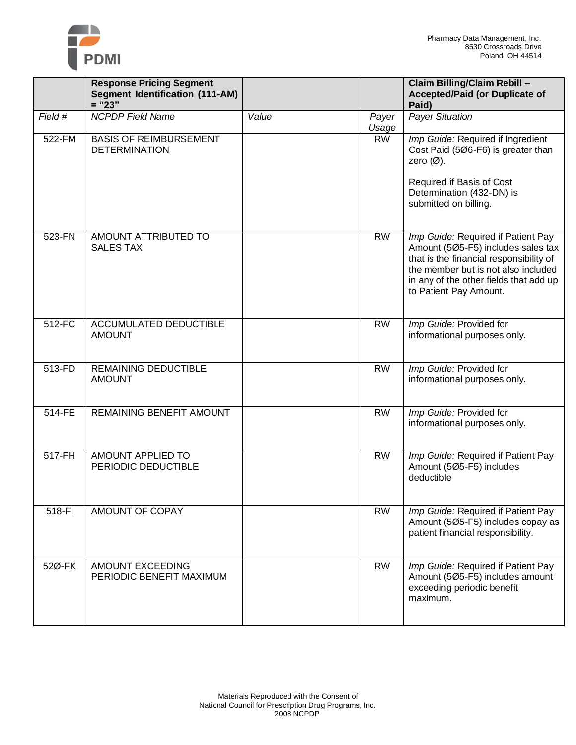| | **Response Pricing Segment Segment Identification (111-AM) = "23"** | | | **Claim Billing/Claim Rebill – Accepted/Paid (or Duplicate of Paid)** |
|---|---|---|---|---|
| *Field #* | *NCPDP Field Name* | *Value* | *Payer Usage* | *Payer Situation* |
| 522-FM | BASIS OF REIMBURSEMENT DETERMINATION | | RW | *Imp Guide:* Required if Ingredient Cost Paid (5Ø6-F6) is greater than zero (Ø).<br><br>Required if Basis of Cost Determination (432-DN) is submitted on billing. |
| 523-FN | AMOUNT ATTRIBUTED TO SALES TAX | | RW | *Imp Guide:* Required if Patient Pay Amount (5Ø5-F5) includes sales tax that is the financial responsibility of the member but is not also included in any of the other fields that add up to Patient Pay Amount. |
| 512-FC | ACCUMULATED DEDUCTIBLE AMOUNT | | RW | *Imp Guide:* Provided for informational purposes only. |
| 513-FD | REMAINING DEDUCTIBLE AMOUNT | | RW | *Imp Guide:* Provided for informational purposes only. |
| 514-FE | REMAINING BENEFIT AMOUNT | | RW | *Imp Guide:* Provided for informational purposes only. |
| 517-FH | AMOUNT APPLIED TO PERIODIC DEDUCTIBLE | | RW | *Imp Guide:* Required if Patient Pay Amount (5Ø5-F5) includes deductible |
| 518-FI | AMOUNT OF COPAY | | RW | *Imp Guide:* Required if Patient Pay Amount (5Ø5-F5) includes copay as patient financial responsibility. |
| 52Ø-FK | AMOUNT EXCEEDING PERIODIC BENEFIT MAXIMUM | | RW | *Imp Guide:* Required if Patient Pay Amount (5Ø5-F5) includes amount exceeding periodic benefit maximum. |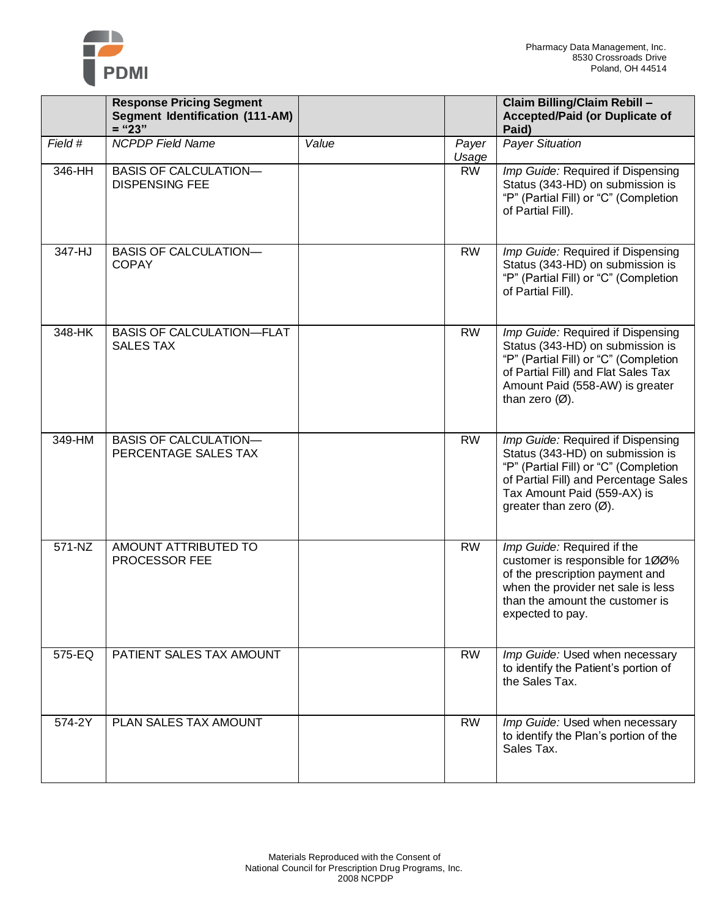| | **Response Pricing Segment Segment Identification (111-AM) = "23"** | | | **Claim Billing/Claim Rebill – Accepted/Paid (or Duplicate of Paid)** |
|---|---|---|---|---|
| *Field #* | *NCPDP Field Name* | *Value* | *Payer Usage* | *Payer Situation* |
| 346-HH | BASIS OF CALCULATION—DISPENSING FEE | | RW | *Imp Guide:* Required if Dispensing Status (343-HD) on submission is "P" (Partial Fill) or "C" (Completion of Partial Fill). |
| 347-HJ | BASIS OF CALCULATION—COPAY | | RW | *Imp Guide:* Required if Dispensing Status (343-HD) on submission is "P" (Partial Fill) or "C" (Completion of Partial Fill). |
| 348-HK | BASIS OF CALCULATION—FLAT SALES TAX | | RW | *Imp Guide:* Required if Dispensing Status (343-HD) on submission is "P" (Partial Fill) or "C" (Completion of Partial Fill) and Flat Sales Tax Amount Paid (558-AW) is greater than zero (Ø). |
| 349-HM | BASIS OF CALCULATION—PERCENTAGE SALES TAX | | RW | *Imp Guide:* Required if Dispensing Status (343-HD) on submission is "P" (Partial Fill) or "C" (Completion of Partial Fill) and Percentage Sales Tax Amount Paid (559-AX) is greater than zero (Ø). |
| 571-NZ | AMOUNT ATTRIBUTED TO PROCESSOR FEE | | RW | *Imp Guide:* Required if the customer is responsible for 1ØØ% of the prescription payment and when the provider net sale is less than the amount the customer is expected to pay. |
| 575-EQ | PATIENT SALES TAX AMOUNT | | RW | *Imp Guide:* Used when necessary to identify the Patient's portion of the Sales Tax. |
| 574-2Y | PLAN SALES TAX AMOUNT | | RW | *Imp Guide:* Used when necessary to identify the Plan's portion of the Sales Tax. |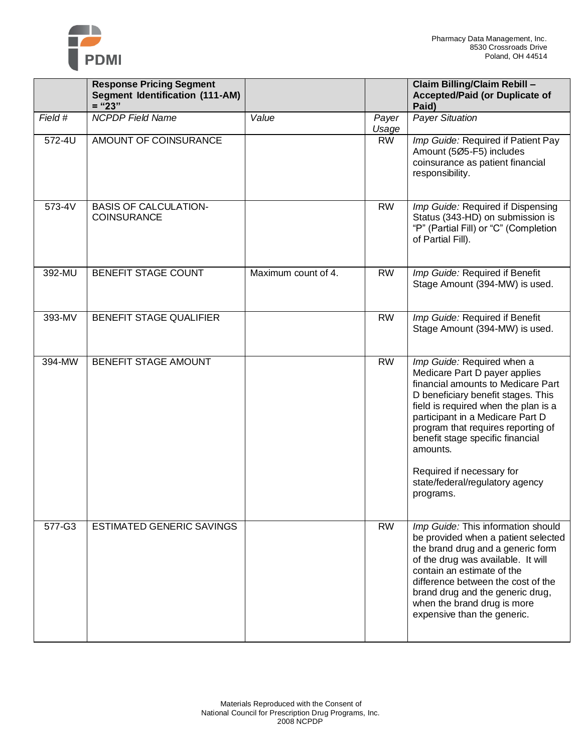| | **Response Pricing Segment Segment Identification (111-AM) = "23"** | | | **Claim Billing/Claim Rebill – Accepted/Paid (or Duplicate of Paid)** |
|---|---|---|---|---|
| *Field #* | *NCPDP Field Name* | *Value* | *Payer Usage* | *Payer Situation* |
| 572-4U | AMOUNT OF COINSURANCE | | RW | *Imp Guide:* Required if Patient Pay Amount (5Ø5-F5) includes coinsurance as patient financial responsibility. |
| 573-4V | BASIS OF CALCULATION-COINSURANCE | | RW | *Imp Guide:* Required if Dispensing Status (343-HD) on submission is "P" (Partial Fill) or "C" (Completion of Partial Fill). |
| 392-MU | BENEFIT STAGE COUNT | Maximum count of 4. | RW | *Imp Guide:* Required if Benefit Stage Amount (394-MW) is used. |
| 393-MV | BENEFIT STAGE QUALIFIER | | RW | *Imp Guide:* Required if Benefit Stage Amount (394-MW) is used. |
| 394-MW | BENEFIT STAGE AMOUNT | | RW | *Imp Guide:* Required when a Medicare Part D payer applies financial amounts to Medicare Part D beneficiary benefit stages. This field is required when the plan is a participant in a Medicare Part D program that requires reporting of benefit stage specific financial amounts.<br><br>Required if necessary for state/federal/regulatory agency programs. |
| 577-G3 | ESTIMATED GENERIC SAVINGS | | RW | *Imp Guide:* This information should be provided when a patient selected the brand drug and a generic form of the drug was available. It will contain an estimate of the difference between the cost of the brand drug and the generic drug, when the brand drug is more expensive than the generic. |

Materials Reproduced with the Consent of
National Council for Prescription Drug Programs, Inc.
2008 NCPDP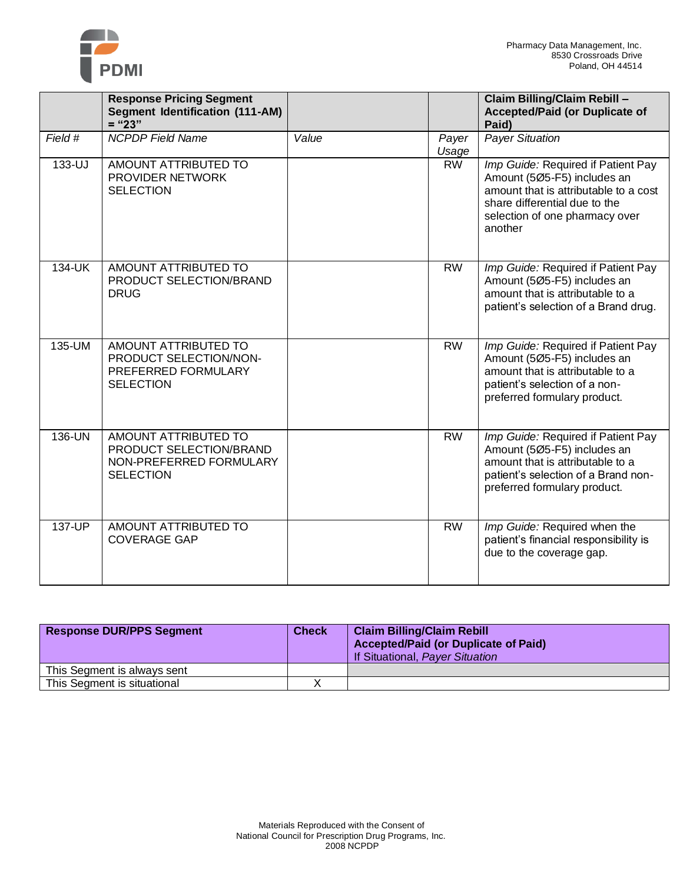| | Response Pricing Segment Segment Identification (111-AM) = "23" | | | Claim Billing/Claim Rebill – Accepted/Paid (or Duplicate of Paid) |
|---|---|---|---|---|
| *Field #* | *NCPDP Field Name* | *Value* | *Payer Usage* | *Payer Situation* |
| 133-UJ | AMOUNT ATTRIBUTED TO PROVIDER NETWORK SELECTION | | RW | *Imp Guide:* Required if Patient Pay Amount (5Ø5-F5) includes an amount that is attributable to a cost share differential due to the selection of one pharmacy over another |
| 134-UK | AMOUNT ATTRIBUTED TO PRODUCT SELECTION/BRAND DRUG | | RW | *Imp Guide:* Required if Patient Pay Amount (5Ø5-F5) includes an amount that is attributable to a patient's selection of a Brand drug. |
| 135-UM | AMOUNT ATTRIBUTED TO PRODUCT SELECTION/NON-PREFERRED FORMULARY SELECTION | | RW | *Imp Guide:* Required if Patient Pay Amount (5Ø5-F5) includes an amount that is attributable to a patient's selection of a non-preferred formulary product. |
| 136-UN | AMOUNT ATTRIBUTED TO PRODUCT SELECTION/BRAND NON-PREFERRED FORMULARY SELECTION | | RW | *Imp Guide:* Required if Patient Pay Amount (5Ø5-F5) includes an amount that is attributable to a patient's selection of a Brand non-preferred formulary product. |
| 137-UP | AMOUNT ATTRIBUTED TO COVERAGE GAP | | RW | *Imp Guide:* Required when the patient's financial responsibility is due to the coverage gap. |

| **Response DUR/PPS Segment** | **Check** | **Claim Billing/Claim Rebill Accepted/Paid (or Duplicate of Paid)** If Situational, *Payer Situation* |
|---|---|---|
| This Segment is always sent | | |
| This Segment is situational | X | |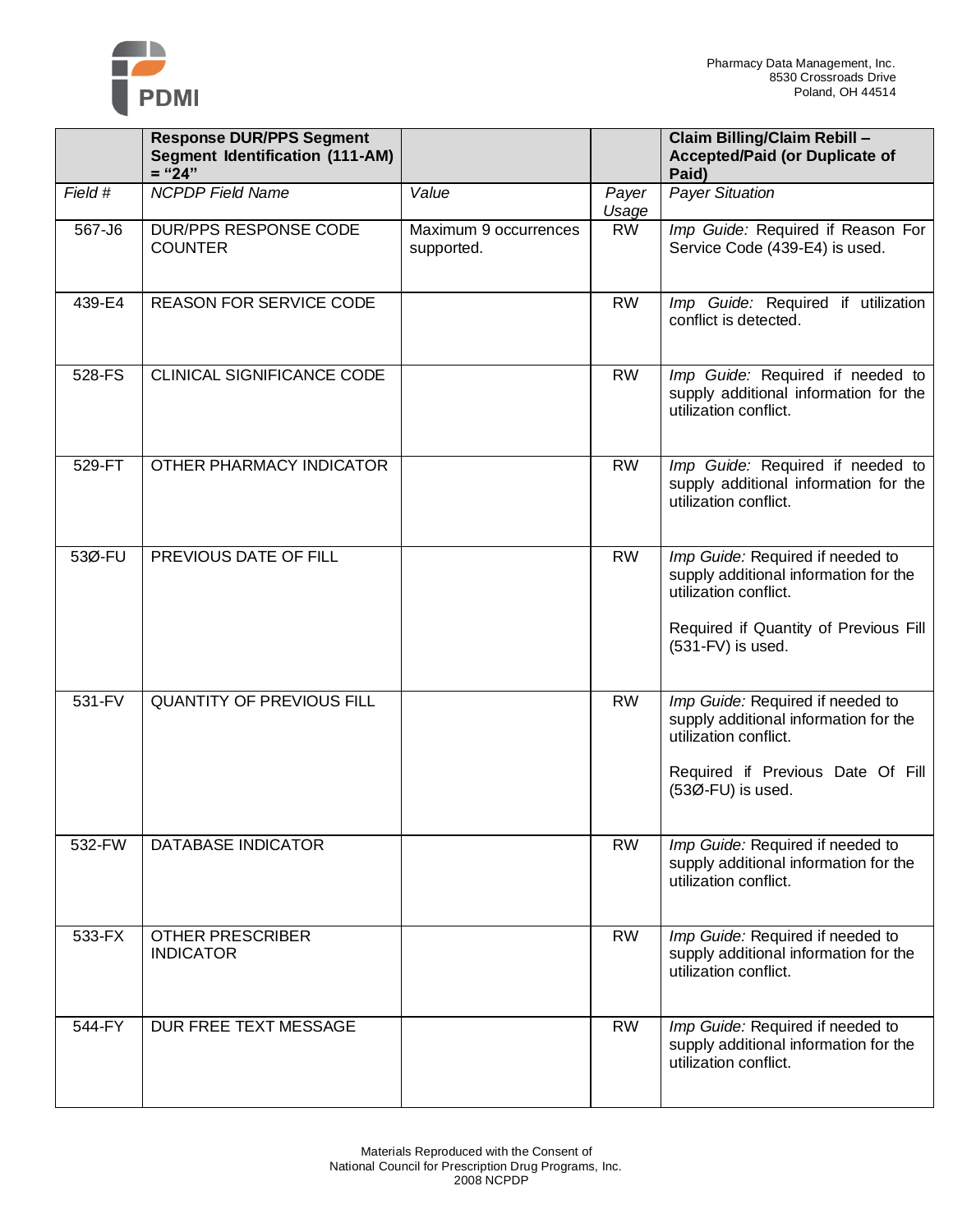| | **Response DUR/PPS Segment Segment Identification (111-AM) = "24"** | | | **Claim Billing/Claim Rebill – Accepted/Paid (or Duplicate of Paid)** |
|---|---|---|---|---|
| *Field #* | *NCPDP Field Name* | *Value* | *Payer Usage* | *Payer Situation* |
| 567-J6 | DUR/PPS RESPONSE CODE COUNTER | Maximum 9 occurrences supported. | RW | *Imp Guide:* Required if Reason For Service Code (439-E4) is used. |
| 439-E4 | REASON FOR SERVICE CODE | | RW | *Imp Guide:* Required if utilization conflict is detected. |
| 528-FS | CLINICAL SIGNIFICANCE CODE | | RW | *Imp Guide:* Required if needed to supply additional information for the utilization conflict. |
| 529-FT | OTHER PHARMACY INDICATOR | | RW | *Imp Guide:* Required if needed to supply additional information for the utilization conflict. |
| 53Ø-FU | PREVIOUS DATE OF FILL | | RW | *Imp Guide:* Required if needed to supply additional information for the utilization conflict.<br><br>Required if Quantity of Previous Fill (531-FV) is used. |
| 531-FV | QUANTITY OF PREVIOUS FILL | | RW | *Imp Guide:* Required if needed to supply additional information for the utilization conflict.<br><br>Required if Previous Date Of Fill (53Ø-FU) is used. |
| 532-FW | DATABASE INDICATOR | | RW | *Imp Guide:* Required if needed to supply additional information for the utilization conflict. |
| 533-FX | OTHER PRESCRIBER INDICATOR | | RW | *Imp Guide:* Required if needed to supply additional information for the utilization conflict. |
| 544-FY | DUR FREE TEXT MESSAGE | | RW | *Imp Guide:* Required if needed to supply additional information for the utilization conflict. |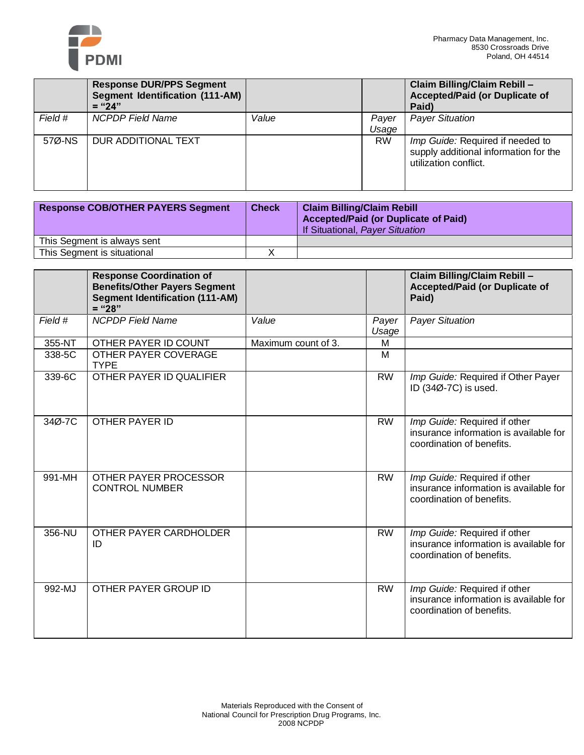| | Response DUR/PPS Segment Segment Identification (111-AM) = "24" | | | Claim Billing/Claim Rebill – Accepted/Paid (or Duplicate of Paid) |
|---|---|---|---|---|
| *Field #* | *NCPDP Field Name* | *Value* | *Payer Usage* | *Payer Situation* |
| 57Ø-NS | DUR ADDITIONAL TEXT | | RW | *Imp Guide:* Required if needed to supply additional information for the utilization conflict. |

| **Response COB/OTHER PAYERS Segment** | **Check** | **Claim Billing/Claim Rebill Accepted/Paid (or Duplicate of Paid)** If Situational, *Payer Situation* |
|---|---|---|
| This Segment is always sent | | |
| This Segment is situational | X | |

| | Response Coordination of Benefits/Other Payers Segment Segment Identification (111-AM) = "28" | | | Claim Billing/Claim Rebill – Accepted/Paid (or Duplicate of Paid) |
|---|---|---|---|---|
| *Field #* | *NCPDP Field Name* | *Value* | *Payer Usage* | *Payer Situation* |
| 355-NT | OTHER PAYER ID COUNT | Maximum count of 3. | M | |
| 338-5C | OTHER PAYER COVERAGE TYPE | | M | |
| 339-6C | OTHER PAYER ID QUALIFIER | | RW | *Imp Guide:* Required if Other Payer ID (34Ø-7C) is used. |
| 34Ø-7C | OTHER PAYER ID | | RW | *Imp Guide:* Required if other insurance information is available for coordination of benefits. |
| 991-MH | OTHER PAYER PROCESSOR CONTROL NUMBER | | RW | *Imp Guide:* Required if other insurance information is available for coordination of benefits. |
| 356-NU | OTHER PAYER CARDHOLDER ID | | RW | *Imp Guide:* Required if other insurance information is available for coordination of benefits. |
| 992-MJ | OTHER PAYER GROUP ID | | RW | *Imp Guide:* Required if other insurance information is available for coordination of benefits. |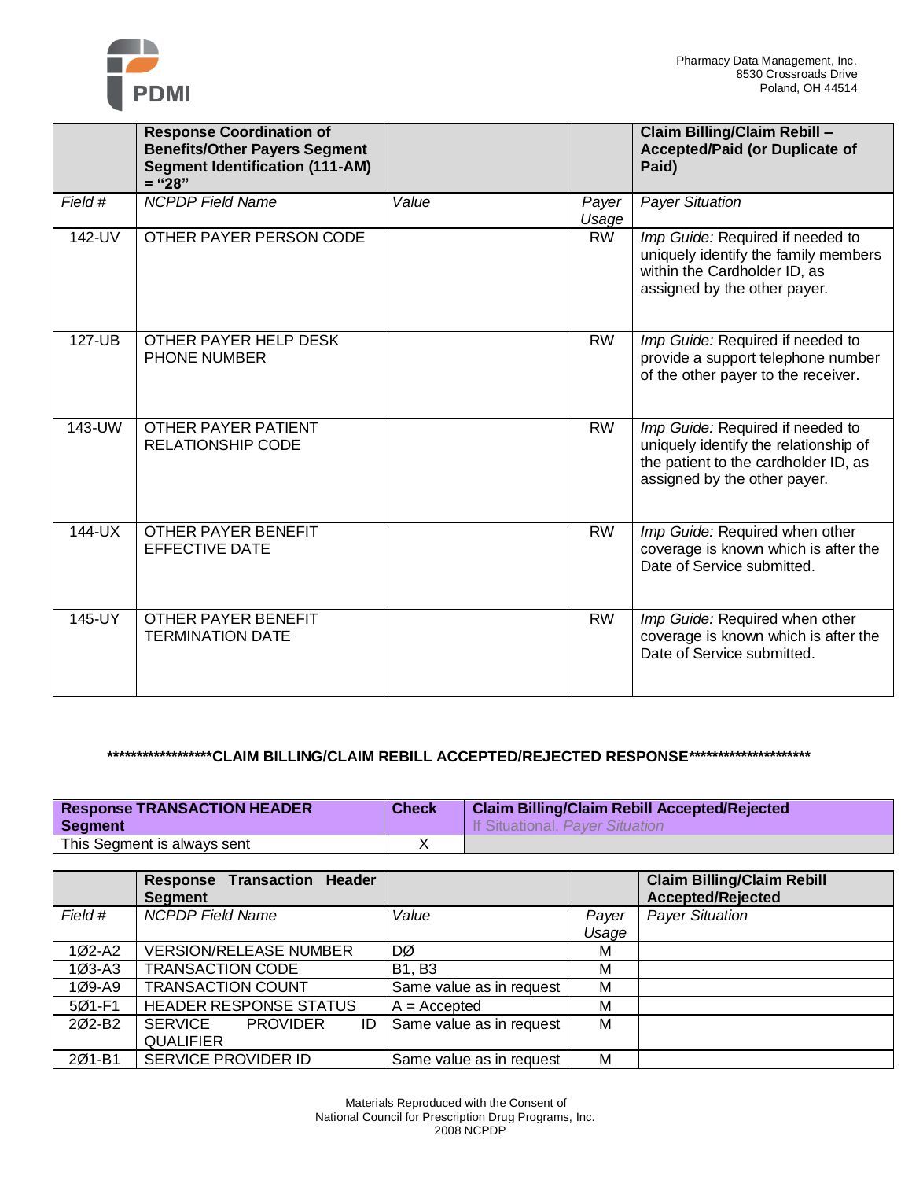| | Response Coordination of Benefits/Other Payers Segment Segment Identification (111-AM) = "28" | | | Claim Billing/Claim Rebill – Accepted/Paid (or Duplicate of Paid) |
|---|---|---|---|---|
| *Field #* | *NCPDP Field Name* | *Value* | *Payer Usage* | *Payer Situation* |
| 142-UV | OTHER PAYER PERSON CODE | | RW | *Imp Guide:* Required if needed to uniquely identify the family members within the Cardholder ID, as assigned by the other payer. |
| 127-UB | OTHER PAYER HELP DESK PHONE NUMBER | | RW | *Imp Guide:* Required if needed to provide a support telephone number of the other payer to the receiver. |
| 143-UW | OTHER PAYER PATIENT RELATIONSHIP CODE | | RW | *Imp Guide:* Required if needed to uniquely identify the relationship of the patient to the cardholder ID, as assigned by the other payer. |
| 144-UX | OTHER PAYER BENEFIT EFFECTIVE DATE | | RW | *Imp Guide:* Required when other coverage is known which is after the Date of Service submitted. |
| 145-UY | OTHER PAYER BENEFIT TERMINATION DATE | | RW | *Imp Guide:* Required when other coverage is known which is after the Date of Service submitted. |

**\*\*\*\*\*\*\*\*\*\*\*\*\*\*\*\*\*\*CLAIM BILLING/CLAIM REBILL ACCEPTED/REJECTED RESPONSE\*\*\*\*\*\*\*\*\*\*\*\*\*\*\*\*\*\*\*\*\***

| Response TRANSACTION HEADER Segment | Check | Claim Billing/Claim Rebill Accepted/Rejected If Situational, *Payer Situation* |
|---|---|---|
| This Segment is always sent | X | |

| | Response Transaction Header Segment | | | Claim Billing/Claim Rebill Accepted/Rejected |
|---|---|---|---|---|
| *Field #* | *NCPDP Field Name* | *Value* | *Payer Usage* | *Payer Situation* |
| 1Ø2-A2 | VERSION/RELEASE NUMBER | DØ | M | |
| 1Ø3-A3 | TRANSACTION CODE | B1, B3 | M | |
| 1Ø9-A9 | TRANSACTION COUNT | Same value as in request | M | |
| 5Ø1-F1 | HEADER RESPONSE STATUS | A = Accepted | M | |
| 2Ø2-B2 | SERVICE PROVIDER ID QUALIFIER | Same value as in request | M | |
| 2Ø1-B1 | SERVICE PROVIDER ID | Same value as in request | M | |

Materials Reproduced with the Consent of
National Council for Prescription Drug Programs, Inc.
2008 NCPDP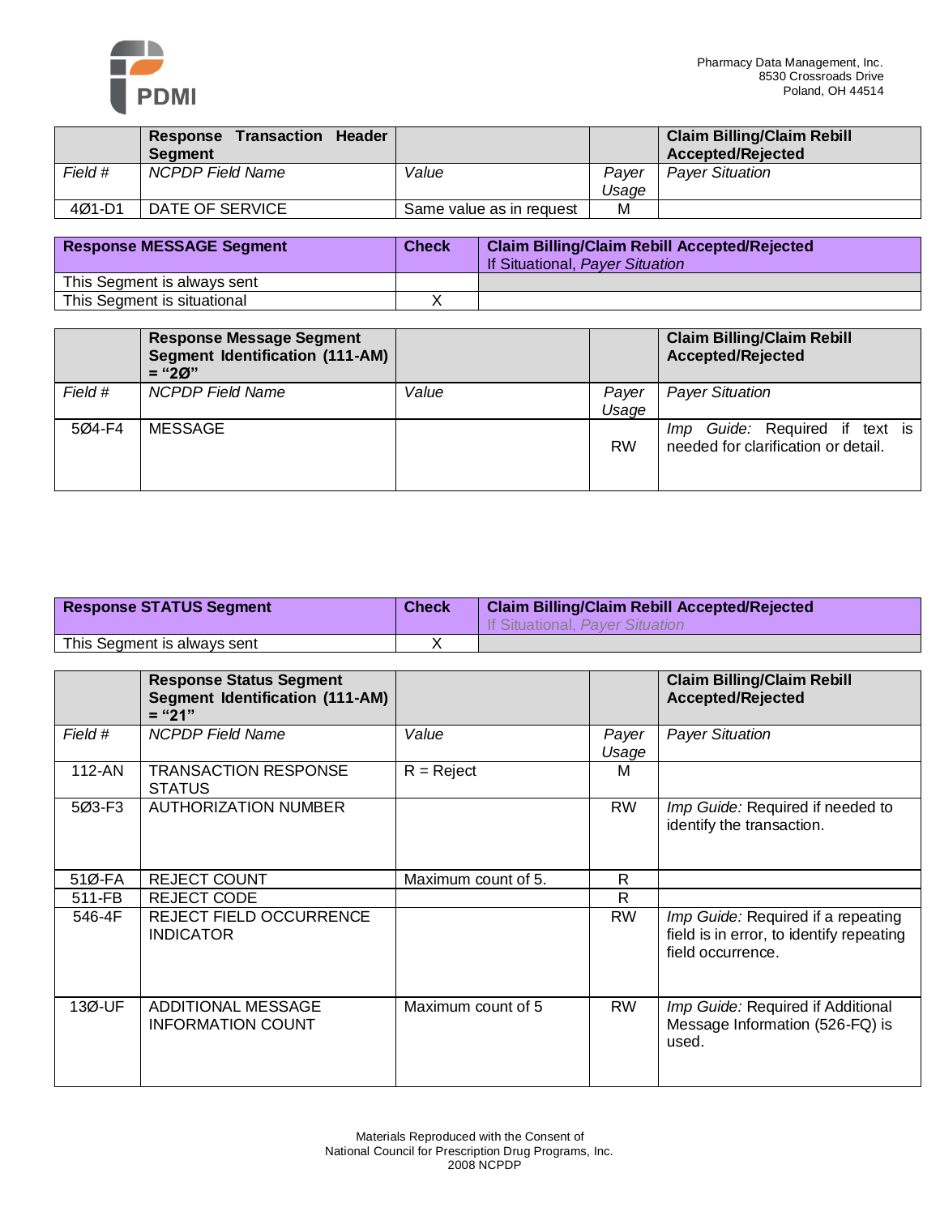| | Response Transaction Header Segment | | | Claim Billing/Claim Rebill Accepted/Rejected |
|---|---|---|---|---|
| *Field #* | *NCPDP Field Name* | *Value* | *Payer Usage* | *Payer Situation* |
| 4Ø1-D1 | DATE OF SERVICE | Same value as in request | M | |

| Response MESSAGE Segment | Check | Claim Billing/Claim Rebill Accepted/Rejected<br>If Situational, *Payer Situation* |
|---|---|---|
| This Segment is always sent | | |
| This Segment is situational | X | |

| | Response Message Segment<br>Segment Identification (111-AM) = "2Ø" | | | Claim Billing/Claim Rebill Accepted/Rejected |
|---|---|---|---|---|
| *Field #* | *NCPDP Field Name* | *Value* | *Payer Usage* | *Payer Situation* |
| 5Ø4-F4 | MESSAGE | | RW | *Imp Guide:* Required if text is needed for clarification or detail. |

| Response STATUS Segment | Check | Claim Billing/Claim Rebill Accepted/Rejected<br>If Situational, *Payer Situation* |
|---|---|---|
| This Segment is always sent | X | |

| | Response Status Segment<br>Segment Identification (111-AM) = "21" | | | Claim Billing/Claim Rebill Accepted/Rejected |
|---|---|---|---|---|
| *Field #* | *NCPDP Field Name* | *Value* | *Payer Usage* | *Payer Situation* |
| 112-AN | TRANSACTION RESPONSE STATUS | R = Reject | M | |
| 5Ø3-F3 | AUTHORIZATION NUMBER | | RW | *Imp Guide:* Required if needed to identify the transaction. |
| 51Ø-FA | REJECT COUNT | Maximum count of 5. | R | |
| 511-FB | REJECT CODE | | R | |
| 546-4F | REJECT FIELD OCCURRENCE INDICATOR | | RW | *Imp Guide:* Required if a repeating field is in error, to identify repeating field occurrence. |
| 13Ø-UF | ADDITIONAL MESSAGE INFORMATION COUNT | Maximum count of 5 | RW | *Imp Guide:* Required if Additional Message Information (526-FQ) is used. |

Materials Reproduced with the Consent of
National Council for Prescription Drug Programs, Inc.
2008 NCPDP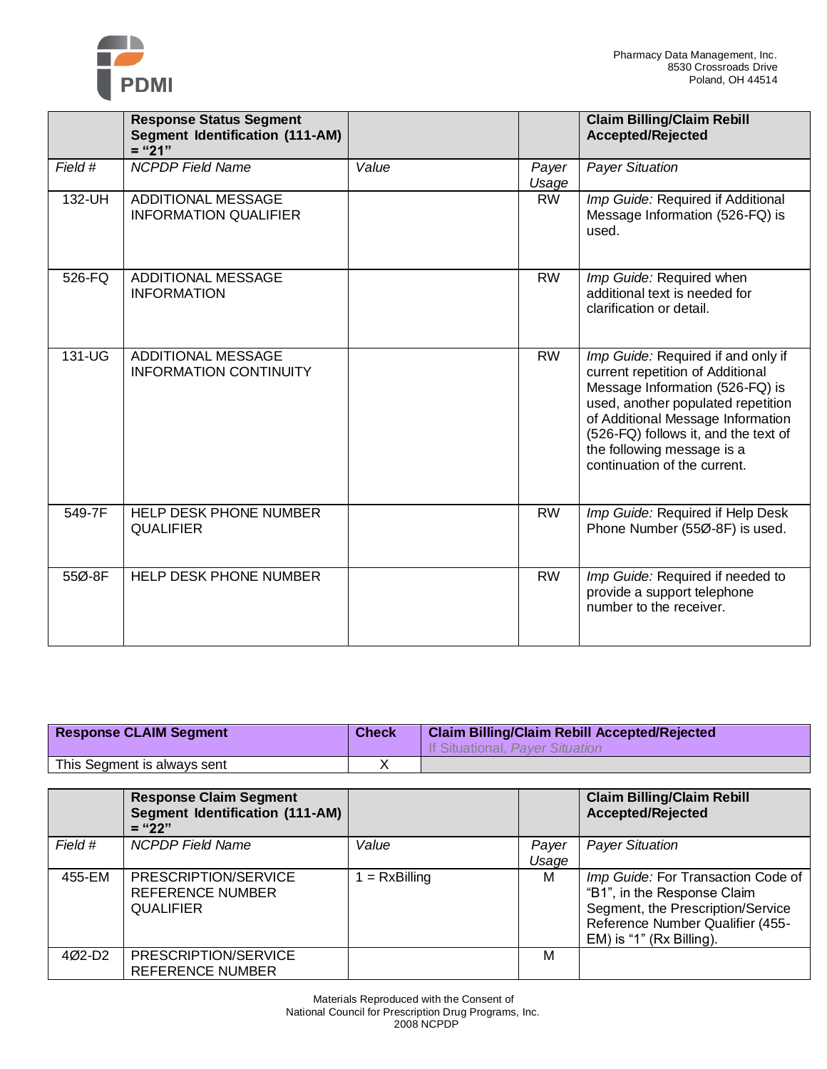| | Response Status Segment Segment Identification (111-AM) = "21" | | | Claim Billing/Claim Rebill Accepted/Rejected |
|---|---|---|---|---|
| *Field #* | *NCPDP Field Name* | *Value* | *Payer Usage* | *Payer Situation* |
| 132-UH | ADDITIONAL MESSAGE INFORMATION QUALIFIER | | RW | *Imp Guide:* Required if Additional Message Information (526-FQ) is used. |
| 526-FQ | ADDITIONAL MESSAGE INFORMATION | | RW | *Imp Guide:* Required when additional text is needed for clarification or detail. |
| 131-UG | ADDITIONAL MESSAGE INFORMATION CONTINUITY | | RW | *Imp Guide:* Required if and only if current repetition of Additional Message Information (526-FQ) is used, another populated repetition of Additional Message Information (526-FQ) follows it, and the text of the following message is a continuation of the current. |
| 549-7F | HELP DESK PHONE NUMBER QUALIFIER | | RW | *Imp Guide:* Required if Help Desk Phone Number (55Ø-8F) is used. |
| 55Ø-8F | HELP DESK PHONE NUMBER | | RW | *Imp Guide:* Required if needed to provide a support telephone number to the receiver. |

| Response CLAIM Segment | Check | Claim Billing/Claim Rebill Accepted/Rejected<br>If Situational, *Payer Situation* |
|---|---|---|
| This Segment is always sent | X | |

| | Response Claim Segment Segment Identification (111-AM) = "22" | | | Claim Billing/Claim Rebill Accepted/Rejected |
|---|---|---|---|---|
| *Field #* | *NCPDP Field Name* | *Value* | *Payer Usage* | *Payer Situation* |
| 455-EM | PRESCRIPTION/SERVICE REFERENCE NUMBER QUALIFIER | 1 = RxBilling | M | *Imp Guide:* For Transaction Code of "B1", in the Response Claim Segment, the Prescription/Service Reference Number Qualifier (455-EM) is "1" (Rx Billing). |
| 4Ø2-D2 | PRESCRIPTION/SERVICE REFERENCE NUMBER | | M | |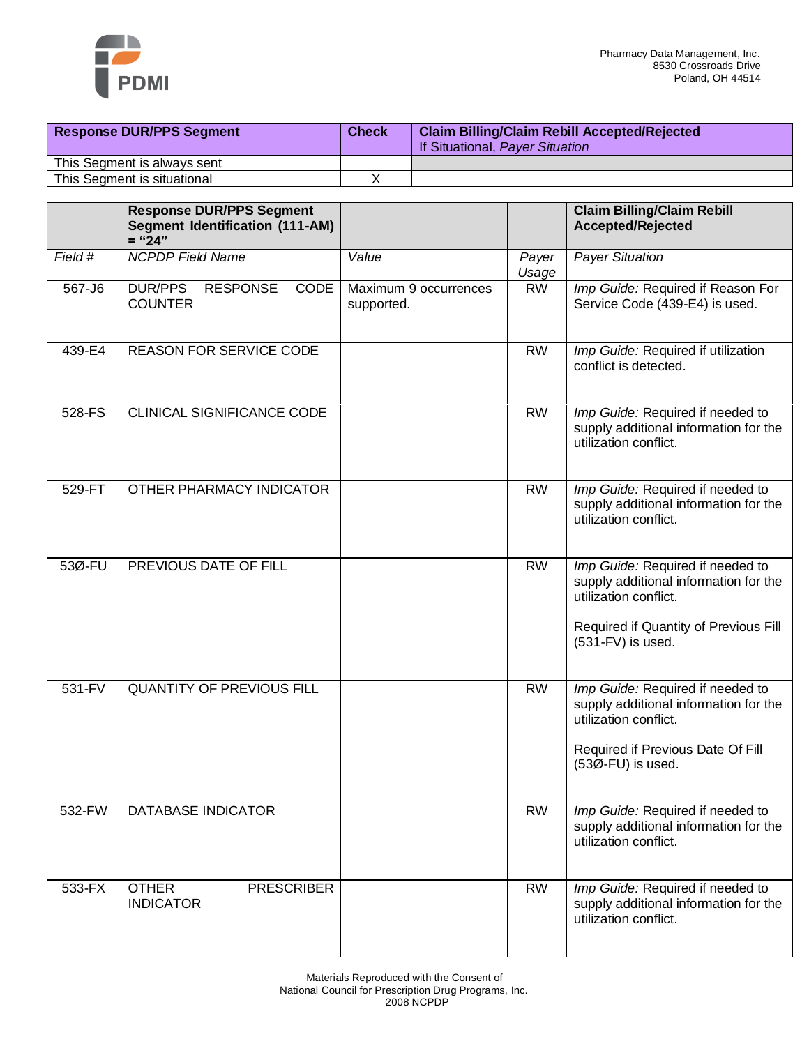| Response DUR/PPS Segment | Check | Claim Billing/Claim Rebill Accepted/Rejected<br>If Situational, *Payer Situation* |
|---|---|---|
| This Segment is always sent | | |
| This Segment is situational | X | |

| | Response DUR/PPS Segment<br>Segment Identification (111-AM) = "24" | | | Claim Billing/Claim Rebill Accepted/Rejected |
|---|---|---|---|---|
| *Field #* | *NCPDP Field Name* | *Value* | *Payer Usage* | *Payer Situation* |
| 567-J6 | DUR/PPS RESPONSE CODE COUNTER | Maximum 9 occurrences supported. | RW | *Imp Guide:* Required if Reason For Service Code (439-E4) is used. |
| 439-E4 | REASON FOR SERVICE CODE | | RW | *Imp Guide:* Required if utilization conflict is detected. |
| 528-FS | CLINICAL SIGNIFICANCE CODE | | RW | *Imp Guide:* Required if needed to supply additional information for the utilization conflict. |
| 529-FT | OTHER PHARMACY INDICATOR | | RW | *Imp Guide:* Required if needed to supply additional information for the utilization conflict. |
| 53Ø-FU | PREVIOUS DATE OF FILL | | RW | *Imp Guide:* Required if needed to supply additional information for the utilization conflict.<br><br>Required if Quantity of Previous Fill (531-FV) is used. |
| 531-FV | QUANTITY OF PREVIOUS FILL | | RW | *Imp Guide:* Required if needed to supply additional information for the utilization conflict.<br><br>Required if Previous Date Of Fill (53Ø-FU) is used. |
| 532-FW | DATABASE INDICATOR | | RW | *Imp Guide:* Required if needed to supply additional information for the utilization conflict. |
| 533-FX | OTHER PRESCRIBER INDICATOR | | RW | *Imp Guide:* Required if needed to supply additional information for the utilization conflict. |

Materials Reproduced with the Consent of
National Council for Prescription Drug Programs, Inc.
2008 NCPDP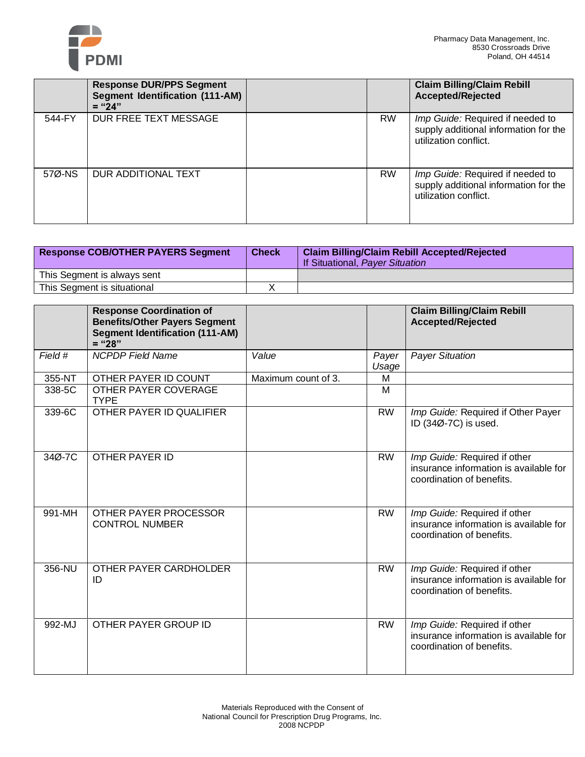| | Response DUR/PPS Segment Segment Identification (111-AM) = "24" | | | Claim Billing/Claim Rebill Accepted/Rejected |
|---|---|---|---|---|
| 544-FY | DUR FREE TEXT MESSAGE | | RW | *Imp Guide:* Required if needed to supply additional information for the utilization conflict. |
| 57Ø-NS | DUR ADDITIONAL TEXT | | RW | *Imp Guide:* Required if needed to supply additional information for the utilization conflict. |

| Response COB/OTHER PAYERS Segment | Check | Claim Billing/Claim Rebill Accepted/Rejected<br>If Situational, *Payer Situation* |
|---|---|---|
| This Segment is always sent | | |
| This Segment is situational | X | |

| | Response Coordination of Benefits/Other Payers Segment Segment Identification (111-AM) = "28" | | | Claim Billing/Claim Rebill Accepted/Rejected |
|---|---|---|---|---|
| *Field #* | *NCPDP Field Name* | *Value* | *Payer Usage* | *Payer Situation* |
| 355-NT | OTHER PAYER ID COUNT | Maximum count of 3. | M | |
| 338-5C | OTHER PAYER COVERAGE TYPE | | M | |
| 339-6C | OTHER PAYER ID QUALIFIER | | RW | *Imp Guide:* Required if Other Payer ID (34Ø-7C) is used. |
| 34Ø-7C | OTHER PAYER ID | | RW | *Imp Guide:* Required if other insurance information is available for coordination of benefits. |
| 991-MH | OTHER PAYER PROCESSOR CONTROL NUMBER | | RW | *Imp Guide:* Required if other insurance information is available for coordination of benefits. |
| 356-NU | OTHER PAYER CARDHOLDER ID | | RW | *Imp Guide:* Required if other insurance information is available for coordination of benefits. |
| 992-MJ | OTHER PAYER GROUP ID | | RW | *Imp Guide:* Required if other insurance information is available for coordination of benefits. |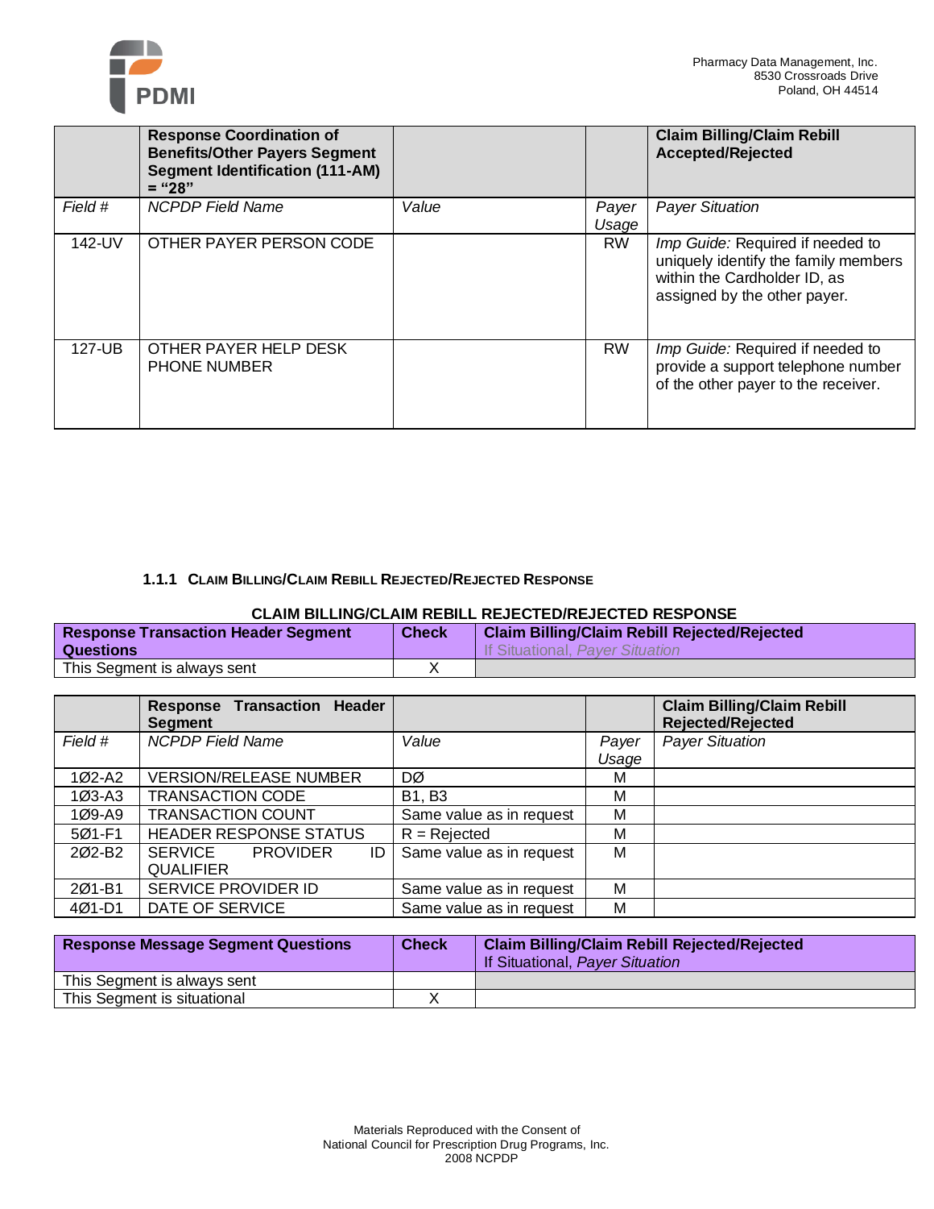| | Response Coordination of Benefits/Other Payers Segment Segment Identification (111-AM) = "28" | | | Claim Billing/Claim Rebill Accepted/Rejected |
|---|---|---|---|---|
| *Field #* | *NCPDP Field Name* | *Value* | *Payer Usage* | *Payer Situation* |
| 142-UV | OTHER PAYER PERSON CODE | | RW | *Imp Guide:* Required if needed to uniquely identify the family members within the Cardholder ID, as assigned by the other payer. |
| 127-UB | OTHER PAYER HELP DESK PHONE NUMBER | | RW | *Imp Guide:* Required if needed to provide a support telephone number of the other payer to the receiver. |

### 1.1.1 Claim Billing/Claim Rebill Rejected/Rejected Response

**CLAIM BILLING/CLAIM REBILL REJECTED/REJECTED RESPONSE**

| Response Transaction Header Segment Questions | Check | Claim Billing/Claim Rebill Rejected/Rejected<br>If Situational, *Payer Situation* |
|---|---|---|
| This Segment is always sent | X | |

| | Response Transaction Header Segment | | | Claim Billing/Claim Rebill Rejected/Rejected |
|---|---|---|---|---|
| *Field #* | *NCPDP Field Name* | *Value* | *Payer Usage* | *Payer Situation* |
| 1Ø2-A2 | VERSION/RELEASE NUMBER | DØ | M | |
| 1Ø3-A3 | TRANSACTION CODE | B1, B3 | M | |
| 1Ø9-A9 | TRANSACTION COUNT | Same value as in request | M | |
| 5Ø1-F1 | HEADER RESPONSE STATUS | R = Rejected | M | |
| 2Ø2-B2 | SERVICE PROVIDER ID QUALIFIER | Same value as in request | M | |
| 2Ø1-B1 | SERVICE PROVIDER ID | Same value as in request | M | |
| 4Ø1-D1 | DATE OF SERVICE | Same value as in request | M | |

| Response Message Segment Questions | Check | Claim Billing/Claim Rebill Rejected/Rejected<br>If Situational, *Payer Situation* |
|---|---|---|
| This Segment is always sent | | |
| This Segment is situational | X | |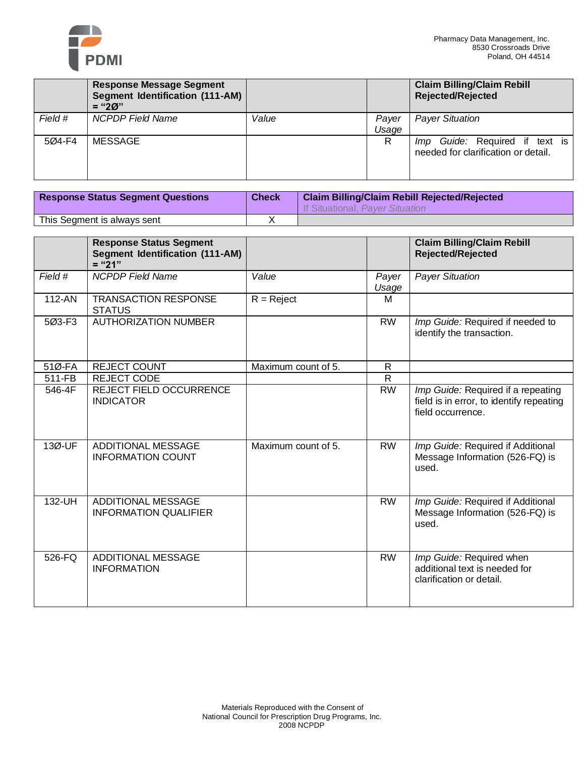| | Response Message Segment Segment Identification (111-AM) = "2Ø" | | | Claim Billing/Claim Rebill Rejected/Rejected |
|---|---|---|---|---|
| *Field #* | *NCPDP Field Name* | *Value* | *Payer Usage* | *Payer Situation* |
| 5Ø4-F4 | MESSAGE | | R | *Imp Guide:* Required if text is needed for clarification or detail. |

| Response Status Segment Questions | Check | Claim Billing/Claim Rebill Rejected/Rejected<br>If Situational, *Payer Situation* |
|---|---|---|
| This Segment is always sent | X | |

| | Response Status Segment Segment Identification (111-AM) = "21" | | | Claim Billing/Claim Rebill Rejected/Rejected |
|---|---|---|---|---|
| *Field #* | *NCPDP Field Name* | *Value* | *Payer Usage* | *Payer Situation* |
| 112-AN | TRANSACTION RESPONSE STATUS | R = Reject | M | |
| 5Ø3-F3 | AUTHORIZATION NUMBER | | RW | *Imp Guide:* Required if needed to identify the transaction. |
| 51Ø-FA | REJECT COUNT | Maximum count of 5. | R | |
| 511-FB | REJECT CODE | | R | |
| 546-4F | REJECT FIELD OCCURRENCE INDICATOR | | RW | *Imp Guide:* Required if a repeating field is in error, to identify repeating field occurrence. |
| 13Ø-UF | ADDITIONAL MESSAGE INFORMATION COUNT | Maximum count of 5. | RW | *Imp Guide:* Required if Additional Message Information (526-FQ) is used. |
| 132-UH | ADDITIONAL MESSAGE INFORMATION QUALIFIER | | RW | *Imp Guide:* Required if Additional Message Information (526-FQ) is used. |
| 526-FQ | ADDITIONAL MESSAGE INFORMATION | | RW | *Imp Guide:* Required when additional text is needed for clarification or detail. |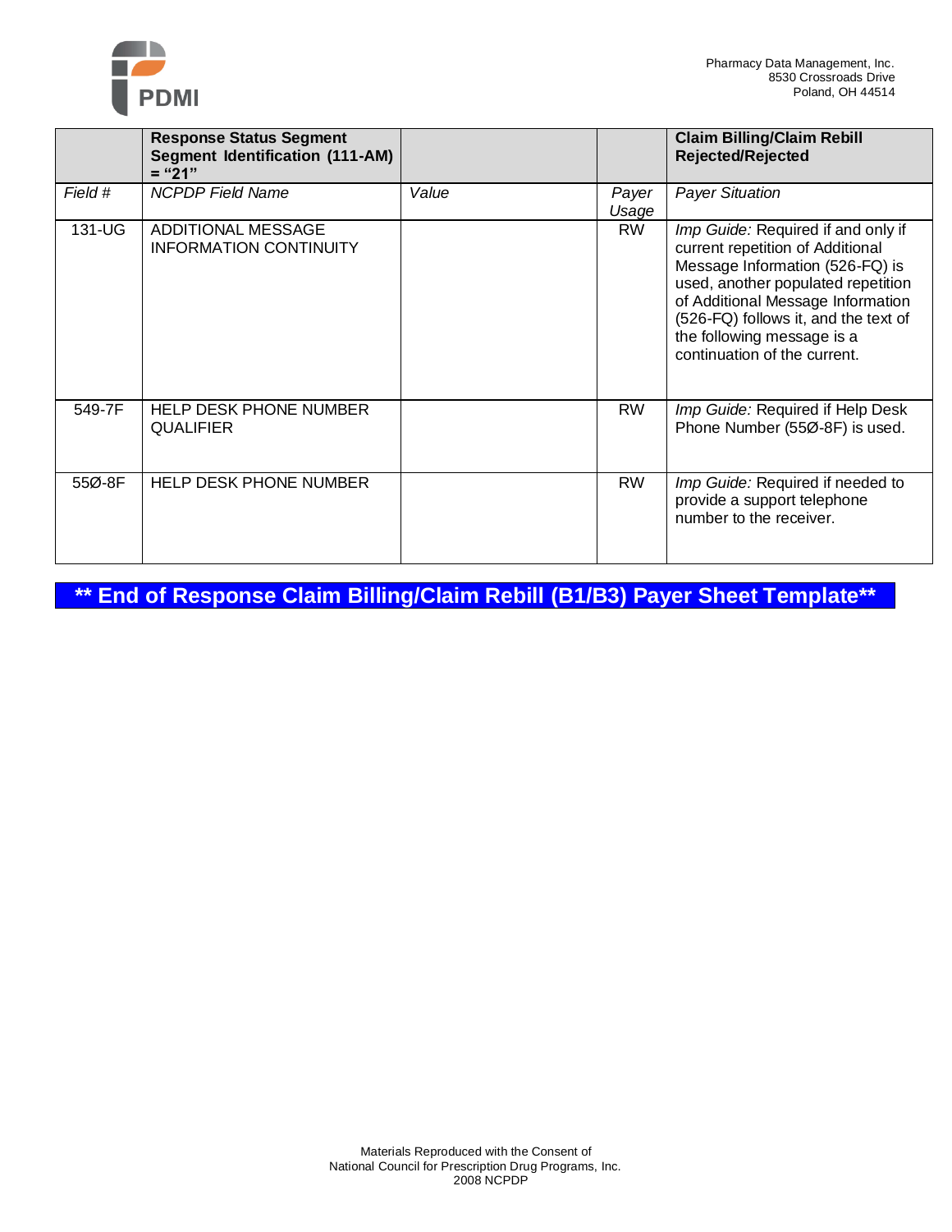| | **Response Status Segment Segment Identification (111-AM) = "21"** | | | **Claim Billing/Claim Rebill Rejected/Rejected** |
|---|---|---|---|---|
| *Field #* | *NCPDP Field Name* | *Value* | *Payer Usage* | *Payer Situation* |
| 131-UG | ADDITIONAL MESSAGE INFORMATION CONTINUITY | | RW | *Imp Guide:* Required if and only if current repetition of Additional Message Information (526-FQ) is used, another populated repetition of Additional Message Information (526-FQ) follows it, and the text of the following message is a continuation of the current. |
| 549-7F | HELP DESK PHONE NUMBER QUALIFIER | | RW | *Imp Guide:* Required if Help Desk Phone Number (55Ø-8F) is used. |
| 55Ø-8F | HELP DESK PHONE NUMBER | | RW | *Imp Guide:* Required if needed to provide a support telephone number to the receiver. |

**\*\* End of Response Claim Billing/Claim Rebill (B1/B3) Payer Sheet Template\*\***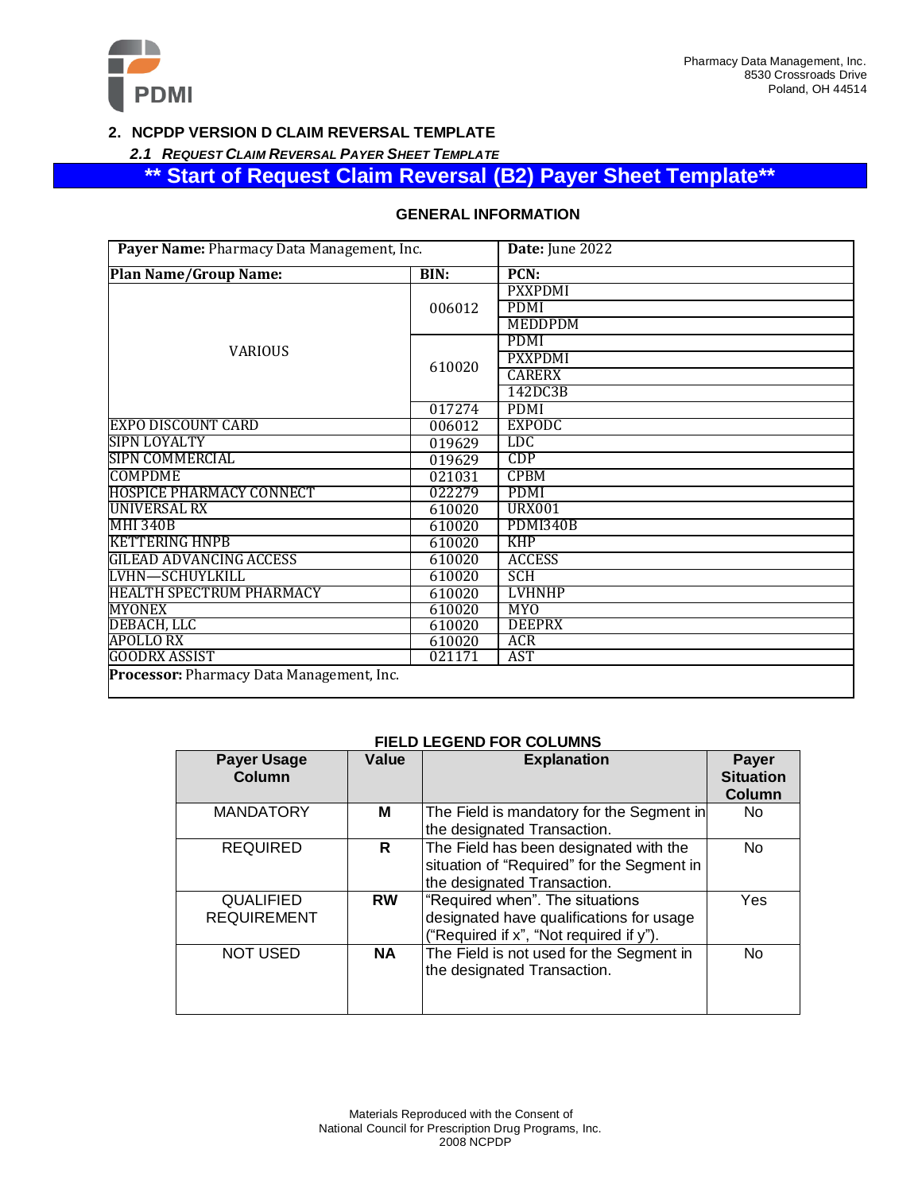## 2. NCPDP VERSION D CLAIM REVERSAL TEMPLATE

### *2.1 REQUEST CLAIM REVERSAL PAYER SHEET TEMPLATE*

## ** Start of Request Claim Reversal (B2) Payer Sheet Template**

### GENERAL INFORMATION

| **Payer Name:** Pharmacy Data Management, Inc. | | **Date:** June 2022 |
|---|---|---|
| **Plan Name/Group Name:** | **BIN:** | **PCN:** |
| VARIOUS | 006012 | PXXPDMI |
| | | PDMI |
| | | MEDDPDM |
| | 610020 | PDMI |
| | | PXXPDMI |
| | | CARERX |
| | | 142DC3B |
| | 017274 | PDMI |
| EXPO DISCOUNT CARD | 006012 | EXPODC |
| SIPN LOYALTY | 019629 | LDC |
| SIPN COMMERCIAL | 019629 | CDP |
| COMPDME | 021031 | CPBM |
| HOSPICE PHARMACY CONNECT | 022279 | PDMI |
| UNIVERSAL RX | 610020 | URX001 |
| MHI 340B | 610020 | PDMI340B |
| KETTERING HNPB | 610020 | KHP |
| GILEAD ADVANCING ACCESS | 610020 | ACCESS |
| LVHN—SCHUYLKILL | 610020 | SCH |
| HEALTH SPECTRUM PHARMACY | 610020 | LVHNHP |
| MYONEX | 610020 | MYO |
| DEBACH, LLC | 610020 | DEEPRX |
| APOLLO RX | 610020 | ACR |
| GOODRX ASSIST | 021171 | AST |
| **Processor:** Pharmacy Data Management, Inc. | | |

### FIELD LEGEND FOR COLUMNS

| Payer Usage Column | Value | Explanation | Payer Situation Column |
|---|---|---|---|
| MANDATORY | **M** | The Field is mandatory for the Segment in the designated Transaction. | No |
| REQUIRED | **R** | The Field has been designated with the situation of "Required" for the Segment in the designated Transaction. | No |
| QUALIFIED REQUIREMENT | **RW** | "Required when". The situations designated have qualifications for usage ("Required if x", "Not required if y"). | Yes |
| NOT USED | **NA** | The Field is not used for the Segment in the designated Transaction. | No |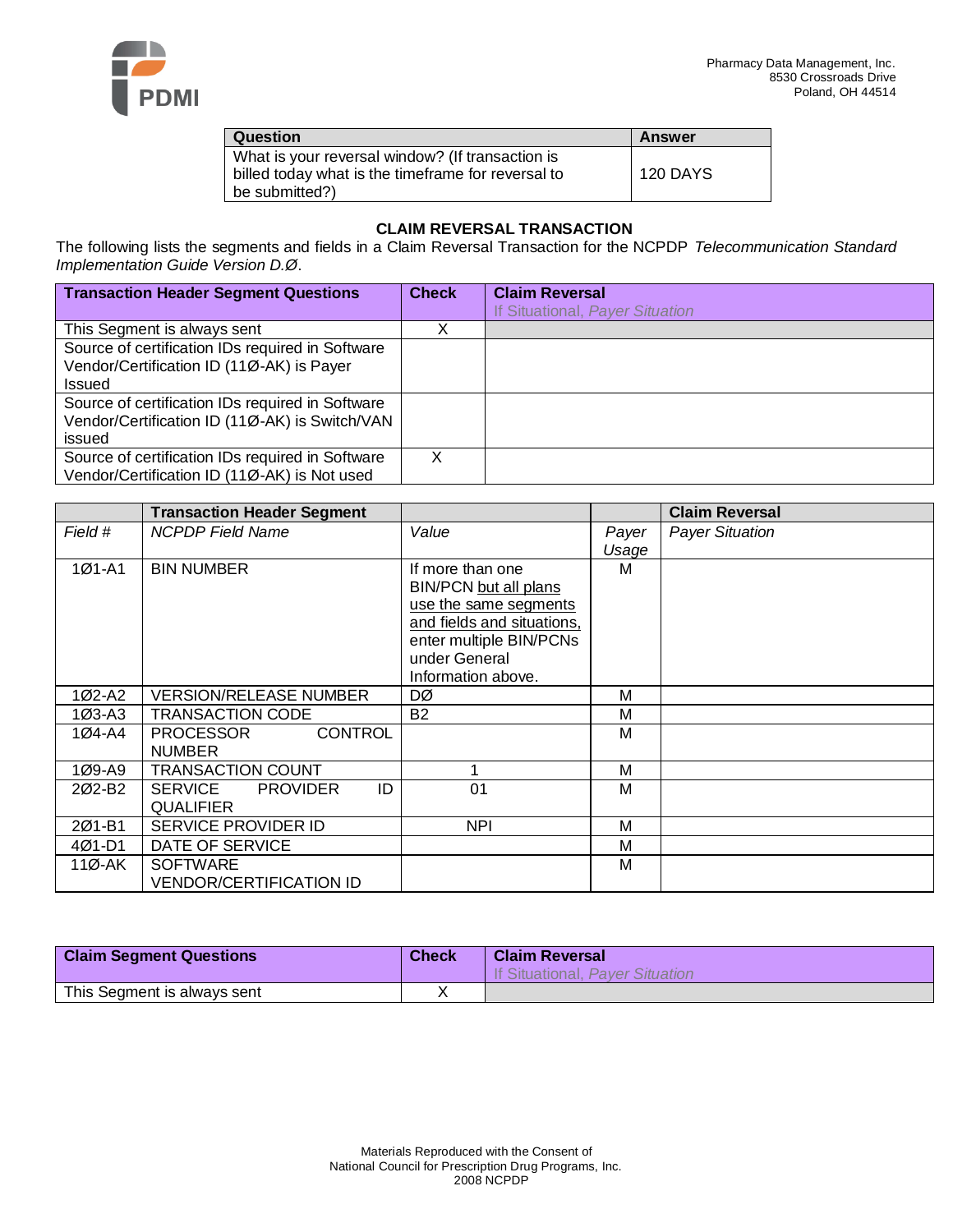| Question | Answer |
|---|---|
| What is your reversal window? (If transaction is billed today what is the timeframe for reversal to be submitted?) | 120 DAYS |

## CLAIM REVERSAL TRANSACTION

The following lists the segments and fields in a Claim Reversal Transaction for the NCPDP *Telecommunication Standard Implementation Guide Version D.Ø*.

| Transaction Header Segment Questions | Check | Claim Reversal<br>If Situational, *Payer Situation* |
|---|---|---|
| This Segment is always sent | X | |
| Source of certification IDs required in Software Vendor/Certification ID (11Ø-AK) is Payer Issued | | |
| Source of certification IDs required in Software Vendor/Certification ID (11Ø-AK) is Switch/VAN issued | | |
| Source of certification IDs required in Software Vendor/Certification ID (11Ø-AK) is Not used | X | |

| | Transaction Header Segment | | | Claim Reversal |
|---|---|---|---|---|
| *Field #* | *NCPDP Field Name* | *Value* | *Payer Usage* | *Payer Situation* |
| 1Ø1-A1 | BIN NUMBER | If more than one BIN/PCN but all plans use the same segments and fields and situations, enter multiple BIN/PCNs under General Information above. | M | |
| 1Ø2-A2 | VERSION/RELEASE NUMBER | DØ | M | |
| 1Ø3-A3 | TRANSACTION CODE | B2 | M | |
| 1Ø4-A4 | PROCESSOR CONTROL NUMBER | | M | |
| 1Ø9-A9 | TRANSACTION COUNT | 1 | M | |
| 2Ø2-B2 | SERVICE PROVIDER ID QUALIFIER | 01 | M | |
| 2Ø1-B1 | SERVICE PROVIDER ID | NPI | M | |
| 4Ø1-D1 | DATE OF SERVICE | | M | |
| 11Ø-AK | SOFTWARE VENDOR/CERTIFICATION ID | | M | |

| Claim Segment Questions | Check | Claim Reversal<br>If Situational, *Payer Situation* |
|---|---|---|
| This Segment is always sent | X | |

Materials Reproduced with the Consent of
National Council for Prescription Drug Programs, Inc.
2008 NCPDP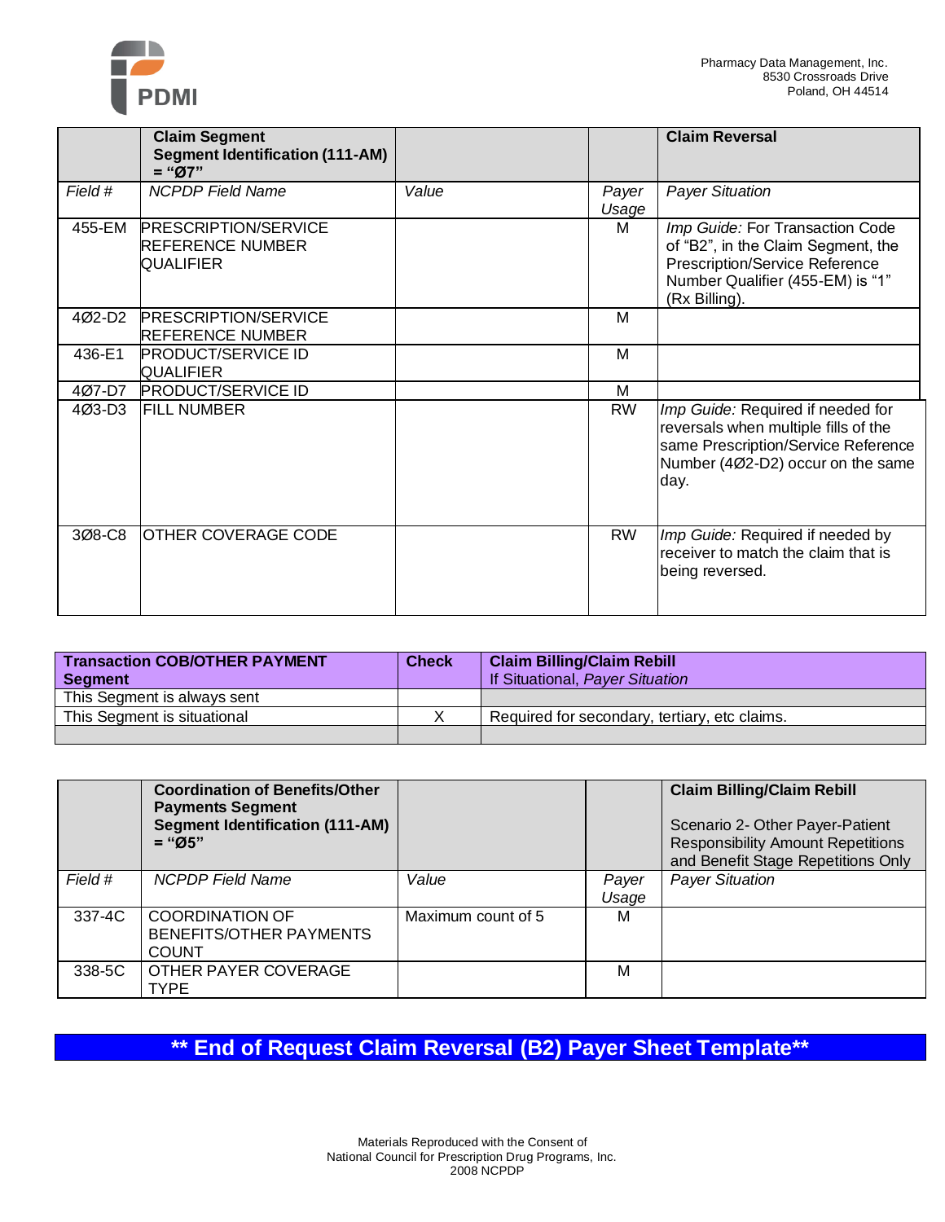| | **Claim Segment Segment Identification (111-AM) = "Ø7"** | | | **Claim Reversal** |
|---|---|---|---|---|
| *Field #* | *NCPDP Field Name* | *Value* | *Payer Usage* | *Payer Situation* |
| 455-EM | PRESCRIPTION/SERVICE REFERENCE NUMBER QUALIFIER | | M | *Imp Guide:* For Transaction Code of "B2", in the Claim Segment, the Prescription/Service Reference Number Qualifier (455-EM) is "1" (Rx Billing). |
| 4Ø2-D2 | PRESCRIPTION/SERVICE REFERENCE NUMBER | | M | |
| 436-E1 | PRODUCT/SERVICE ID QUALIFIER | | M | |
| 4Ø7-D7 | PRODUCT/SERVICE ID | | M | |
| 4Ø3-D3 | FILL NUMBER | | RW | *Imp Guide:* Required if needed for reversals when multiple fills of the same Prescription/Service Reference Number (4Ø2-D2) occur on the same day. |
| 3Ø8-C8 | OTHER COVERAGE CODE | | RW | *Imp Guide:* Required if needed by receiver to match the claim that is being reversed. |

| **Transaction COB/OTHER PAYMENT Segment** | **Check** | **Claim Billing/Claim Rebill** If Situational, *Payer Situation* |
|---|---|---|
| This Segment is always sent | | |
| This Segment is situational | X | Required for secondary, tertiary, etc claims. |
| | | |

| | **Coordination of Benefits/Other Payments Segment Segment Identification (111-AM) = "Ø5"** | | | **Claim Billing/Claim Rebill** Scenario 2- Other Payer-Patient Responsibility Amount Repetitions and Benefit Stage Repetitions Only |
|---|---|---|---|---|
| *Field #* | *NCPDP Field Name* | *Value* | *Payer Usage* | *Payer Situation* |
| 337-4C | COORDINATION OF BENEFITS/OTHER PAYMENTS COUNT | Maximum count of 5 | M | |
| 338-5C | OTHER PAYER COVERAGE TYPE | | M | |

## ** End of Request Claim Reversal (B2) Payer Sheet Template**

Materials Reproduced with the Consent of
National Council for Prescription Drug Programs, Inc.
2008 NCPDP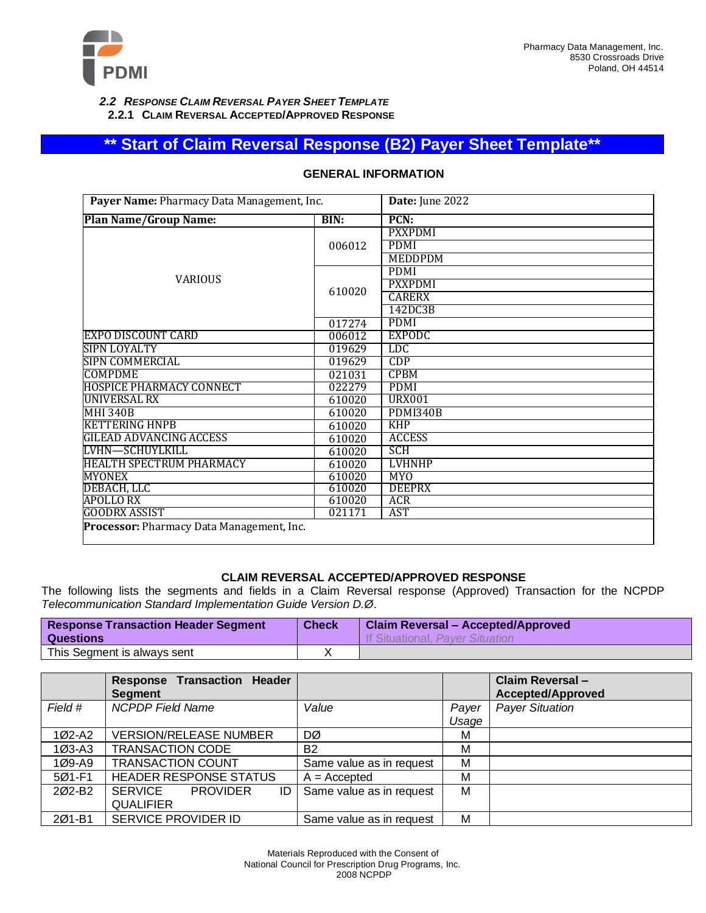### 2.2 Response Claim Reversal Payer Sheet Template

#### 2.2.1 Claim Reversal Accepted/Approved Response

## ** Start of Claim Reversal Response (B2) Payer Sheet Template**

**GENERAL INFORMATION**

| **Payer Name:** Pharmacy Data Management, Inc. | | **Date:** June 2022 |
|---|---|---|
| **Plan Name/Group Name:** | **BIN:** | **PCN:** |
| VARIOUS | 006012 | PXXPDMI |
| | | PDMI |
| | | MEDDPDM |
| | 610020 | PDMI |
| | | PXXPDMI |
| | | CARERX |
| | | 142DC3B |
| | 017274 | PDMI |
| EXPO DISCOUNT CARD | 006012 | EXPODC |
| SIPN LOYALTY | 019629 | LDC |
| SIPN COMMERCIAL | 019629 | CDP |
| COMPDME | 021031 | CPBM |
| HOSPICE PHARMACY CONNECT | 022279 | PDMI |
| UNIVERSAL RX | 610020 | URX001 |
| MHI 340B | 610020 | PDMI340B |
| KETTERING HNPB | 610020 | KHP |
| GILEAD ADVANCING ACCESS | 610020 | ACCESS |
| LVHN—SCHUYLKILL | 610020 | SCH |
| HEALTH SPECTRUM PHARMACY | 610020 | LVHNHP |
| MYONEX | 610020 | MYO |
| DEBACH, LLC | 610020 | DEEPRX |
| APOLLO RX | 610020 | ACR |
| GOODRX ASSIST | 021171 | AST |
| **Processor:** Pharmacy Data Management, Inc. | | |

**CLAIM REVERSAL ACCEPTED/APPROVED RESPONSE**

The following lists the segments and fields in a Claim Reversal response (Approved) Transaction for the NCPDP *Telecommunication Standard Implementation Guide Version D.Ø*.

| **Response Transaction Header Segment Questions** | **Check** | **Claim Reversal – Accepted/Approved** If Situational, *Payer Situation* |
|---|---|---|
| This Segment is always sent | X | |

| | **Response Transaction Header Segment** | | | **Claim Reversal – Accepted/Approved** |
|---|---|---|---|---|
| *Field #* | *NCPDP Field Name* | *Value* | *Payer Usage* | *Payer Situation* |
| 1Ø2-A2 | VERSION/RELEASE NUMBER | DØ | M | |
| 1Ø3-A3 | TRANSACTION CODE | B2 | M | |
| 1Ø9-A9 | TRANSACTION COUNT | Same value as in request | M | |
| 5Ø1-F1 | HEADER RESPONSE STATUS | A = Accepted | M | |
| 2Ø2-B2 | SERVICE PROVIDER ID QUALIFIER | Same value as in request | M | |
| 2Ø1-B1 | SERVICE PROVIDER ID | Same value as in request | M | |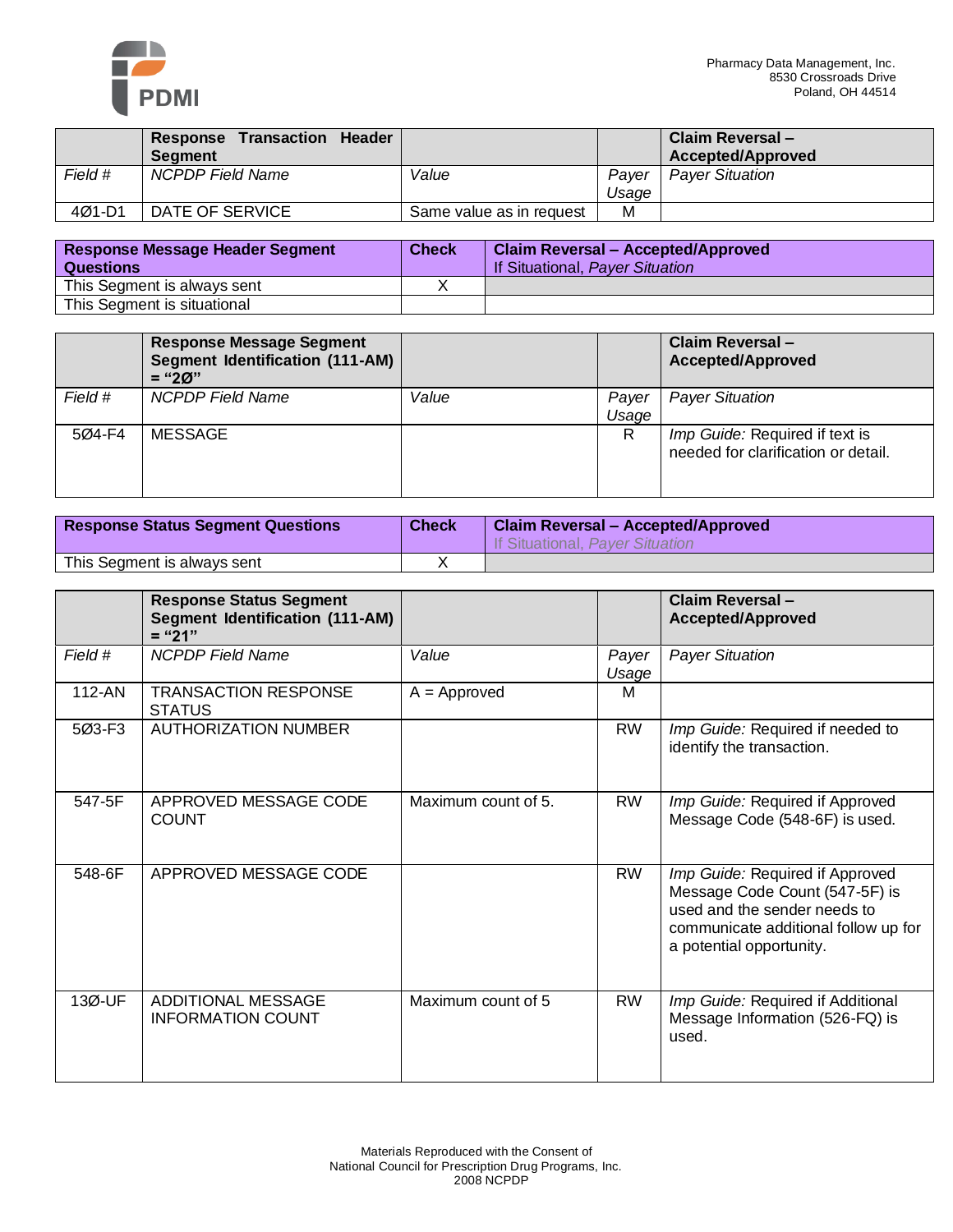| | **Response Transaction Header Segment** | | | **Claim Reversal – Accepted/Approved** |
|---|---|---|---|---|
| *Field #* | *NCPDP Field Name* | *Value* | *Payer Usage* | *Payer Situation* |
| 4Ø1-D1 | DATE OF SERVICE | Same value as in request | M | |

| **Response Message Header Segment Questions** | **Check** | **Claim Reversal – Accepted/Approved** If Situational, *Payer Situation* |
|---|---|---|
| This Segment is always sent | X | |
| This Segment is situational | | |

| | **Response Message Segment Segment Identification (111-AM) = "2Ø"** | | | **Claim Reversal – Accepted/Approved** |
|---|---|---|---|---|
| *Field #* | *NCPDP Field Name* | *Value* | *Payer Usage* | *Payer Situation* |
| 5Ø4-F4 | MESSAGE | | R | *Imp Guide:* Required if text is needed for clarification or detail. |

| **Response Status Segment Questions** | **Check** | **Claim Reversal – Accepted/Approved** If Situational, *Payer Situation* |
|---|---|---|
| This Segment is always sent | X | |

| | **Response Status Segment Segment Identification (111-AM) = "21"** | | | **Claim Reversal – Accepted/Approved** |
|---|---|---|---|---|
| *Field #* | *NCPDP Field Name* | *Value* | *Payer Usage* | *Payer Situation* |
| 112-AN | TRANSACTION RESPONSE STATUS | A = Approved | M | |
| 5Ø3-F3 | AUTHORIZATION NUMBER | | RW | *Imp Guide:* Required if needed to identify the transaction. |
| 547-5F | APPROVED MESSAGE CODE COUNT | Maximum count of 5. | RW | *Imp Guide:* Required if Approved Message Code (548-6F) is used. |
| 548-6F | APPROVED MESSAGE CODE | | RW | *Imp Guide:* Required if Approved Message Code Count (547-5F) is used and the sender needs to communicate additional follow up for a potential opportunity. |
| 13Ø-UF | ADDITIONAL MESSAGE INFORMATION COUNT | Maximum count of 5 | RW | *Imp Guide:* Required if Additional Message Information (526-FQ) is used. |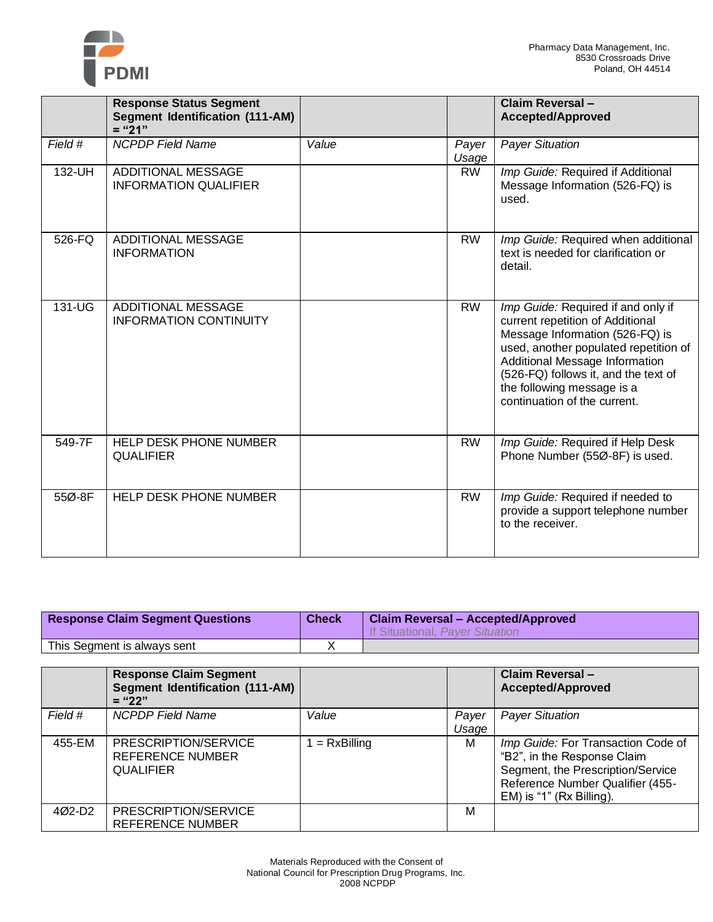| | **Response Status Segment Segment Identification (111-AM) = "21"** | | | **Claim Reversal – Accepted/Approved** |
|---|---|---|---|---|
| *Field #* | *NCPDP Field Name* | *Value* | *Payer Usage* | *Payer Situation* |
| 132-UH | ADDITIONAL MESSAGE INFORMATION QUALIFIER | | RW | *Imp Guide:* Required if Additional Message Information (526-FQ) is used. |
| 526-FQ | ADDITIONAL MESSAGE INFORMATION | | RW | *Imp Guide:* Required when additional text is needed for clarification or detail. |
| 131-UG | ADDITIONAL MESSAGE INFORMATION CONTINUITY | | RW | *Imp Guide:* Required if and only if current repetition of Additional Message Information (526-FQ) is used, another populated repetition of Additional Message Information (526-FQ) follows it, and the text of the following message is a continuation of the current. |
| 549-7F | HELP DESK PHONE NUMBER QUALIFIER | | RW | *Imp Guide:* Required if Help Desk Phone Number (55Ø-8F) is used. |
| 55Ø-8F | HELP DESK PHONE NUMBER | | RW | *Imp Guide:* Required if needed to provide a support telephone number to the receiver. |

| **Response Claim Segment Questions** | **Check** | **Claim Reversal – Accepted/Approved** If Situational, *Payer Situation* |
|---|---|---|
| This Segment is always sent | X | |

| | **Response Claim Segment Segment Identification (111-AM) = "22"** | | | **Claim Reversal – Accepted/Approved** |
|---|---|---|---|---|
| *Field #* | *NCPDP Field Name* | *Value* | *Payer Usage* | *Payer Situation* |
| 455-EM | PRESCRIPTION/SERVICE REFERENCE NUMBER QUALIFIER | 1 = RxBilling | M | *Imp Guide:* For Transaction Code of "B2", in the Response Claim Segment, the Prescription/Service Reference Number Qualifier (455-EM) is "1" (Rx Billing). |
| 4Ø2-D2 | PRESCRIPTION/SERVICE REFERENCE NUMBER | | M | |

Materials Reproduced with the Consent of
National Council for Prescription Drug Programs, Inc.
2008 NCPDP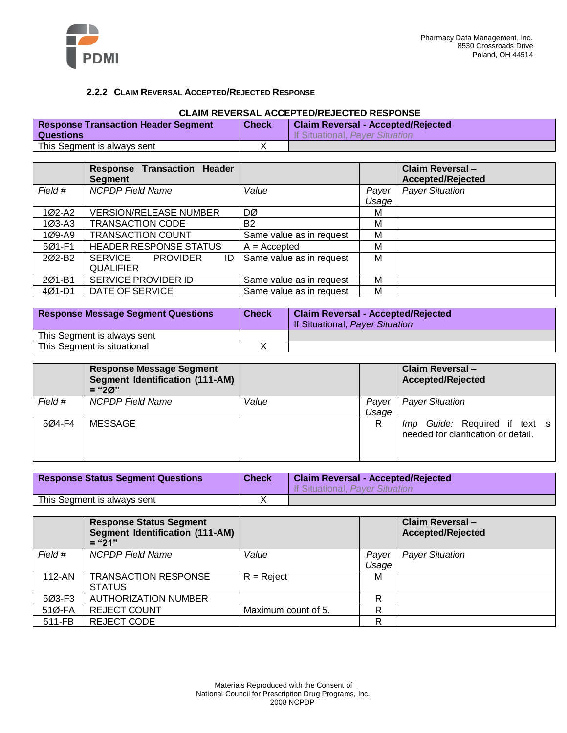### 2.2.2 Claim Reversal Accepted/Rejected Response

**CLAIM REVERSAL ACCEPTED/REJECTED RESPONSE**

| Response Transaction Header Segment Questions | Check | Claim Reversal - Accepted/Rejected<br>If Situational, *Payer Situation* |
|---|---|---|
| This Segment is always sent | X | |

| | Response Transaction Header Segment | | | Claim Reversal – Accepted/Rejected |
|---|---|---|---|---|
| *Field #* | *NCPDP Field Name* | *Value* | *Payer Usage* | *Payer Situation* |
| 1Ø2-A2 | VERSION/RELEASE NUMBER | DØ | M | |
| 1Ø3-A3 | TRANSACTION CODE | B2 | M | |
| 1Ø9-A9 | TRANSACTION COUNT | Same value as in request | M | |
| 5Ø1-F1 | HEADER RESPONSE STATUS | A = Accepted | M | |
| 2Ø2-B2 | SERVICE PROVIDER ID QUALIFIER | Same value as in request | M | |
| 2Ø1-B1 | SERVICE PROVIDER ID | Same value as in request | M | |
| 4Ø1-D1 | DATE OF SERVICE | Same value as in request | M | |

| Response Message Segment Questions | Check | Claim Reversal - Accepted/Rejected<br>If Situational, *Payer Situation* |
|---|---|---|
| This Segment is always sent | | |
| This Segment is situational | X | |

| | Response Message Segment Segment Identification (111-AM) = "2Ø" | | | Claim Reversal – Accepted/Rejected |
|---|---|---|---|---|
| *Field #* | *NCPDP Field Name* | *Value* | *Payer Usage* | *Payer Situation* |
| 5Ø4-F4 | MESSAGE | | R | *Imp Guide:* Required if text is needed for clarification or detail. |

| Response Status Segment Questions | Check | Claim Reversal - Accepted/Rejected<br>If Situational, *Payer Situation* |
|---|---|---|
| This Segment is always sent | X | |

| | Response Status Segment Segment Identification (111-AM) = "21" | | | Claim Reversal – Accepted/Rejected |
|---|---|---|---|---|
| *Field #* | *NCPDP Field Name* | *Value* | *Payer Usage* | *Payer Situation* |
| 112-AN | TRANSACTION RESPONSE STATUS | R = Reject | M | |
| 5Ø3-F3 | AUTHORIZATION NUMBER | | R | |
| 51Ø-FA | REJECT COUNT | Maximum count of 5. | R | |
| 511-FB | REJECT CODE | | R | |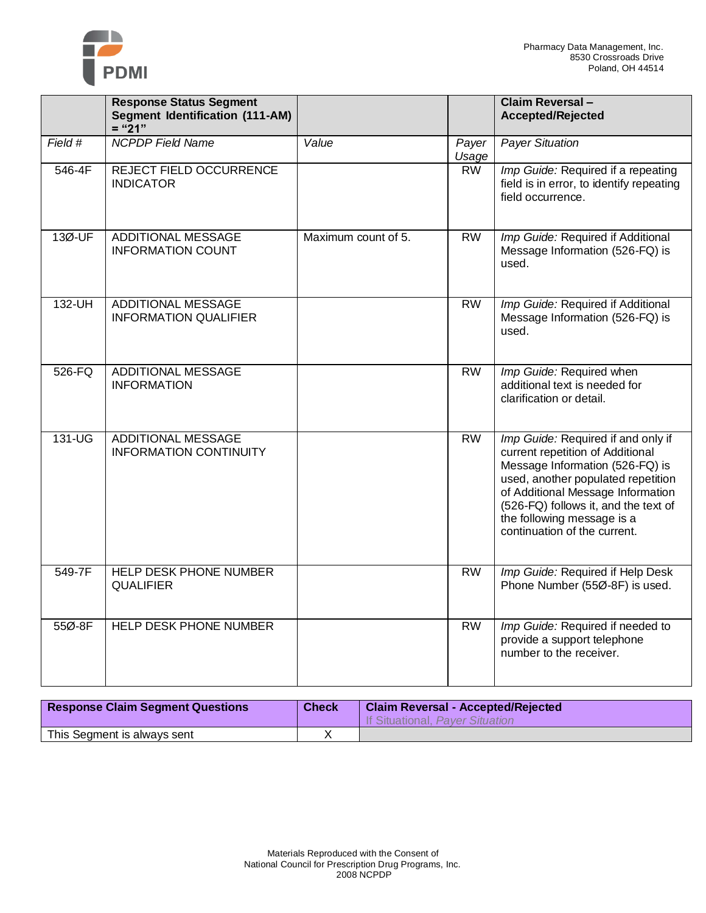| | **Response Status Segment Segment Identification (111-AM) = "21"** | | | **Claim Reversal – Accepted/Rejected** |
|---|---|---|---|---|
| *Field #* | *NCPDP Field Name* | *Value* | *Payer Usage* | *Payer Situation* |
| 546-4F | REJECT FIELD OCCURRENCE INDICATOR | | RW | *Imp Guide:* Required if a repeating field is in error, to identify repeating field occurrence. |
| 13Ø-UF | ADDITIONAL MESSAGE INFORMATION COUNT | Maximum count of 5. | RW | *Imp Guide:* Required if Additional Message Information (526-FQ) is used. |
| 132-UH | ADDITIONAL MESSAGE INFORMATION QUALIFIER | | RW | *Imp Guide:* Required if Additional Message Information (526-FQ) is used. |
| 526-FQ | ADDITIONAL MESSAGE INFORMATION | | RW | *Imp Guide:* Required when additional text is needed for clarification or detail. |
| 131-UG | ADDITIONAL MESSAGE INFORMATION CONTINUITY | | RW | *Imp Guide:* Required if and only if current repetition of Additional Message Information (526-FQ) is used, another populated repetition of Additional Message Information (526-FQ) follows it, and the text of the following message is a continuation of the current. |
| 549-7F | HELP DESK PHONE NUMBER QUALIFIER | | RW | *Imp Guide:* Required if Help Desk Phone Number (55Ø-8F) is used. |
| 55Ø-8F | HELP DESK PHONE NUMBER | | RW | *Imp Guide:* Required if needed to provide a support telephone number to the receiver. |

| **Response Claim Segment Questions** | **Check** | **Claim Reversal - Accepted/Rejected** If Situational, *Payer Situation* |
|---|---|---|
| This Segment is always sent | X | |

Materials Reproduced with the Consent of
National Council for Prescription Drug Programs, Inc.
2008 NCPDP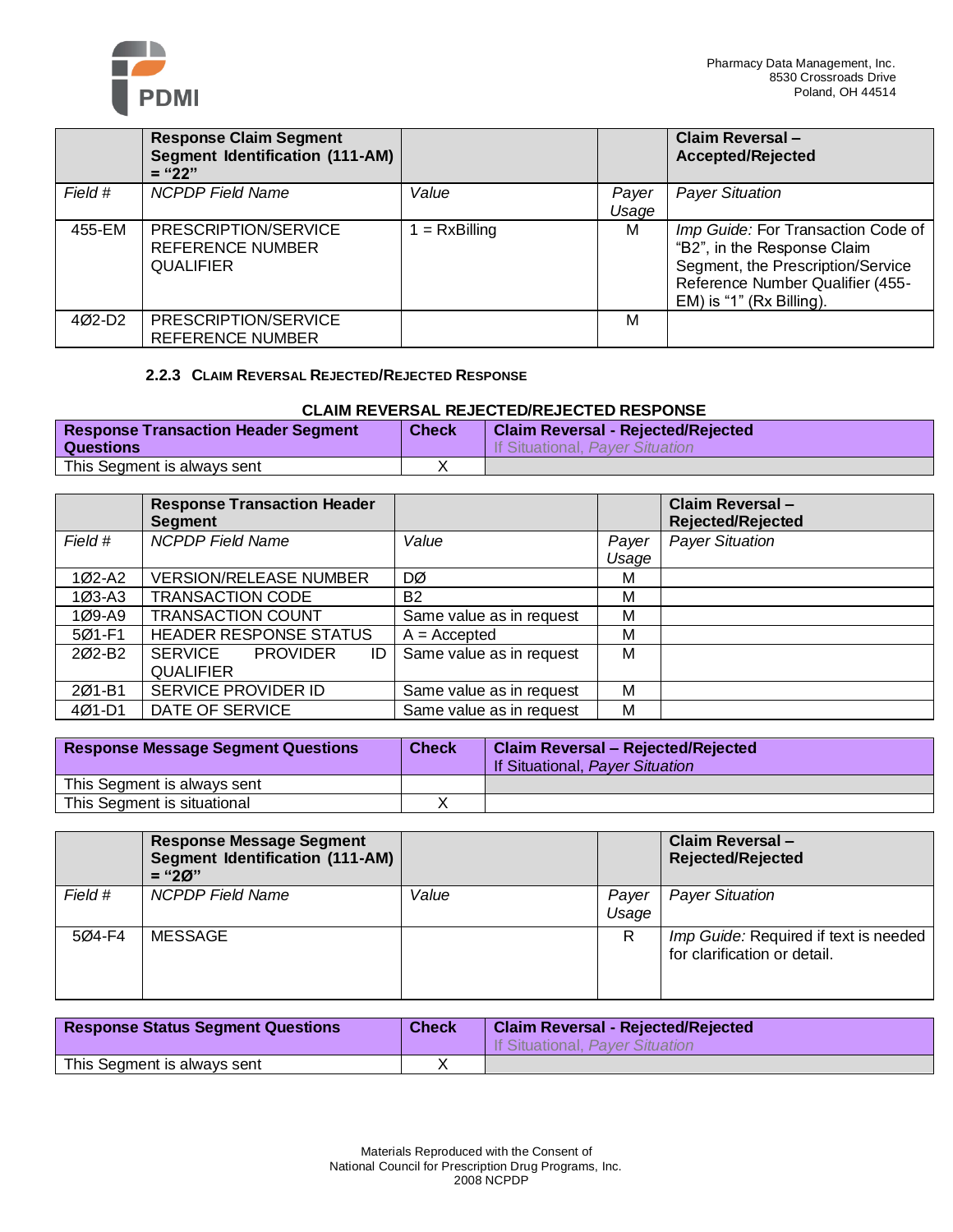| | Response Claim Segment Segment Identification (111-AM) = "22" | | | Claim Reversal – Accepted/Rejected |
|---|---|---|---|---|
| *Field #* | *NCPDP Field Name* | *Value* | *Payer Usage* | *Payer Situation* |
| 455-EM | PRESCRIPTION/SERVICE REFERENCE NUMBER QUALIFIER | 1 = RxBilling | M | *Imp Guide:* For Transaction Code of "B2", in the Response Claim Segment, the Prescription/Service Reference Number Qualifier (455-EM) is "1" (Rx Billing). |
| 4Ø2-D2 | PRESCRIPTION/SERVICE REFERENCE NUMBER | | M | |

### 2.2.3 Claim Reversal Rejected/Rejected Response

**CLAIM REVERSAL REJECTED/REJECTED RESPONSE**

| Response Transaction Header Segment Questions | Check | Claim Reversal - Rejected/Rejected<br>If Situational, *Payer Situation* |
|---|---|---|
| This Segment is always sent | X | |

| | Response Transaction Header Segment | | | Claim Reversal – Rejected/Rejected |
|---|---|---|---|---|
| *Field #* | *NCPDP Field Name* | *Value* | *Payer Usage* | *Payer Situation* |
| 1Ø2-A2 | VERSION/RELEASE NUMBER | DØ | M | |
| 1Ø3-A3 | TRANSACTION CODE | B2 | M | |
| 1Ø9-A9 | TRANSACTION COUNT | Same value as in request | M | |
| 5Ø1-F1 | HEADER RESPONSE STATUS | A = Accepted | M | |
| 2Ø2-B2 | SERVICE PROVIDER ID QUALIFIER | Same value as in request | M | |
| 2Ø1-B1 | SERVICE PROVIDER ID | Same value as in request | M | |
| 4Ø1-D1 | DATE OF SERVICE | Same value as in request | M | |

| Response Message Segment Questions | Check | Claim Reversal – Rejected/Rejected<br>If Situational, *Payer Situation* |
|---|---|---|
| This Segment is always sent | | |
| This Segment is situational | X | |

| | Response Message Segment Segment Identification (111-AM) = "2Ø" | | | Claim Reversal – Rejected/Rejected |
|---|---|---|---|---|
| *Field #* | *NCPDP Field Name* | *Value* | *Payer Usage* | *Payer Situation* |
| 5Ø4-F4 | MESSAGE | | R | *Imp Guide:* Required if text is needed for clarification or detail. |

| Response Status Segment Questions | Check | Claim Reversal - Rejected/Rejected<br>If Situational, *Payer Situation* |
|---|---|---|
| This Segment is always sent | X | |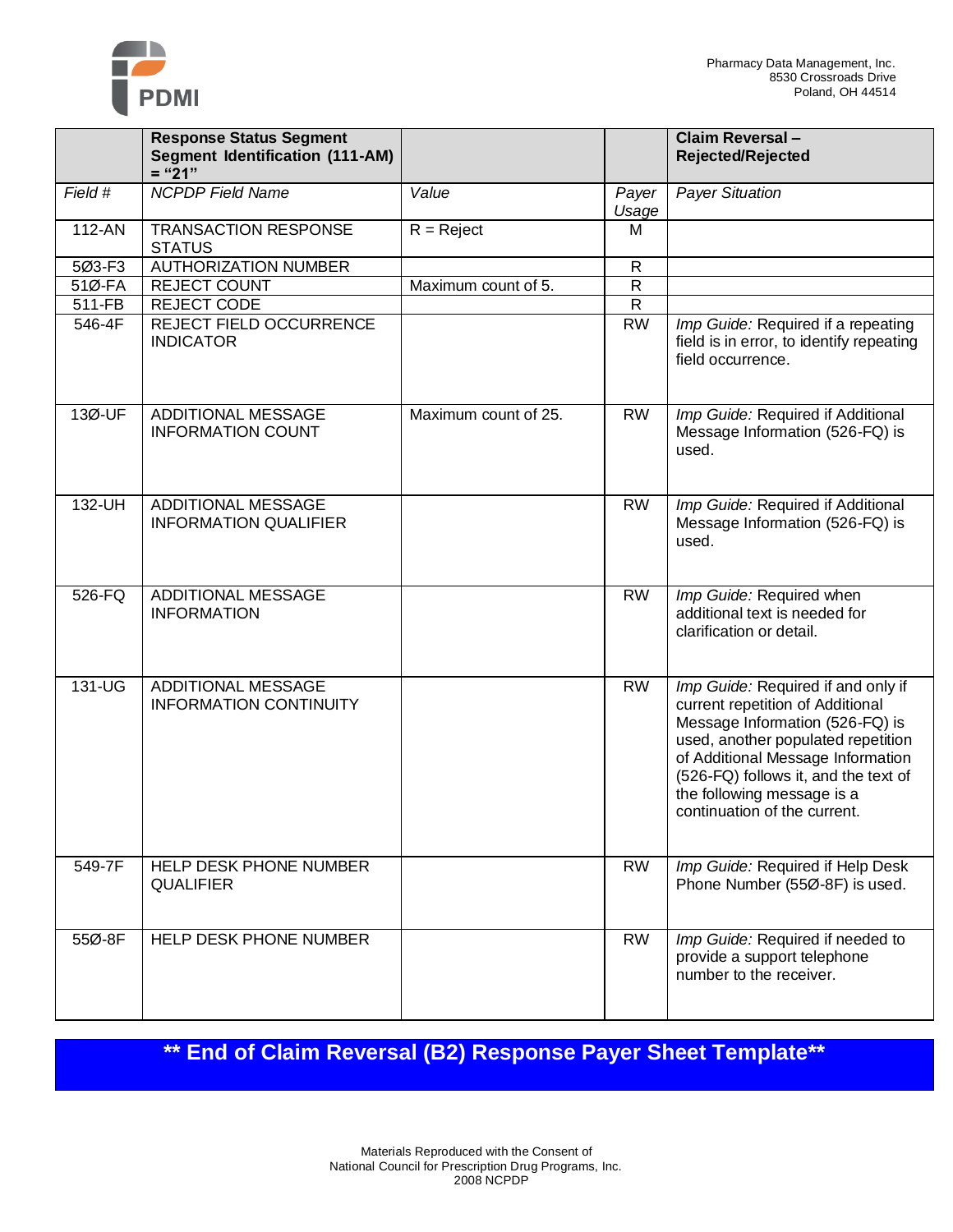| | **Response Status Segment Segment Identification (111-AM) = "21"** | | | **Claim Reversal – Rejected/Rejected** |
|---|---|---|---|---|
| *Field #* | *NCPDP Field Name* | *Value* | *Payer Usage* | *Payer Situation* |
| 112-AN | TRANSACTION RESPONSE STATUS | R = Reject | M | |
| 5Ø3-F3 | AUTHORIZATION NUMBER | | R | |
| 51Ø-FA | REJECT COUNT | Maximum count of 5. | R | |
| 511-FB | REJECT CODE | | R | |
| 546-4F | REJECT FIELD OCCURRENCE INDICATOR | | RW | *Imp Guide:* Required if a repeating field is in error, to identify repeating field occurrence. |
| 13Ø-UF | ADDITIONAL MESSAGE INFORMATION COUNT | Maximum count of 25. | RW | *Imp Guide:* Required if Additional Message Information (526-FQ) is used. |
| 132-UH | ADDITIONAL MESSAGE INFORMATION QUALIFIER | | RW | *Imp Guide:* Required if Additional Message Information (526-FQ) is used. |
| 526-FQ | ADDITIONAL MESSAGE INFORMATION | | RW | *Imp Guide:* Required when additional text is needed for clarification or detail. |
| 131-UG | ADDITIONAL MESSAGE INFORMATION CONTINUITY | | RW | *Imp Guide:* Required if and only if current repetition of Additional Message Information (526-FQ) is used, another populated repetition of Additional Message Information (526-FQ) follows it, and the text of the following message is a continuation of the current. |
| 549-7F | HELP DESK PHONE NUMBER QUALIFIER | | RW | *Imp Guide:* Required if Help Desk Phone Number (55Ø-8F) is used. |
| 55Ø-8F | HELP DESK PHONE NUMBER | | RW | *Imp Guide:* Required if needed to provide a support telephone number to the receiver. |

**** End of Claim Reversal (B2) Response Payer Sheet Template****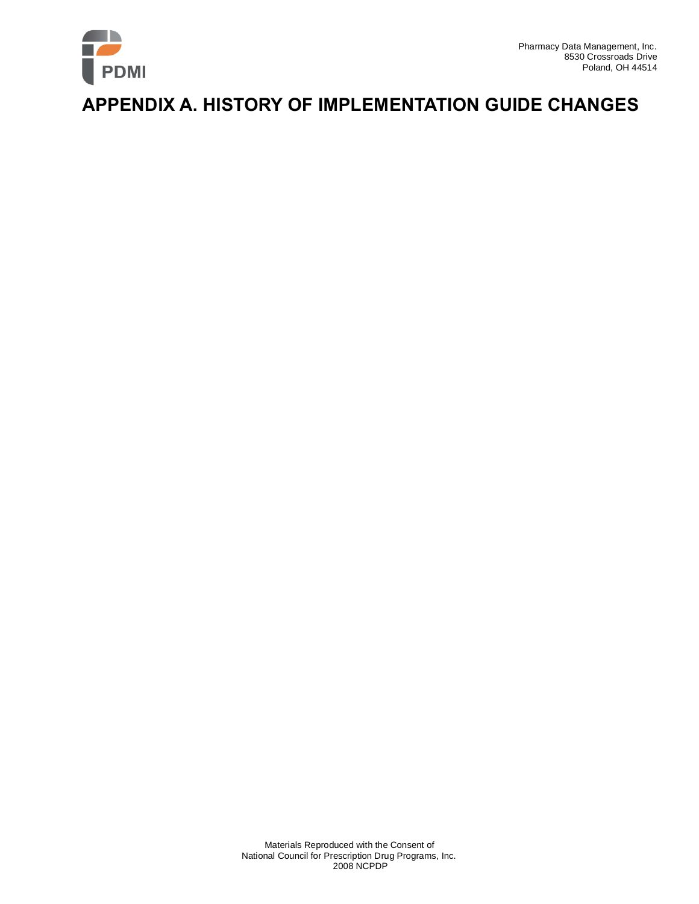# APPENDIX A. HISTORY OF IMPLEMENTATION GUIDE CHANGES